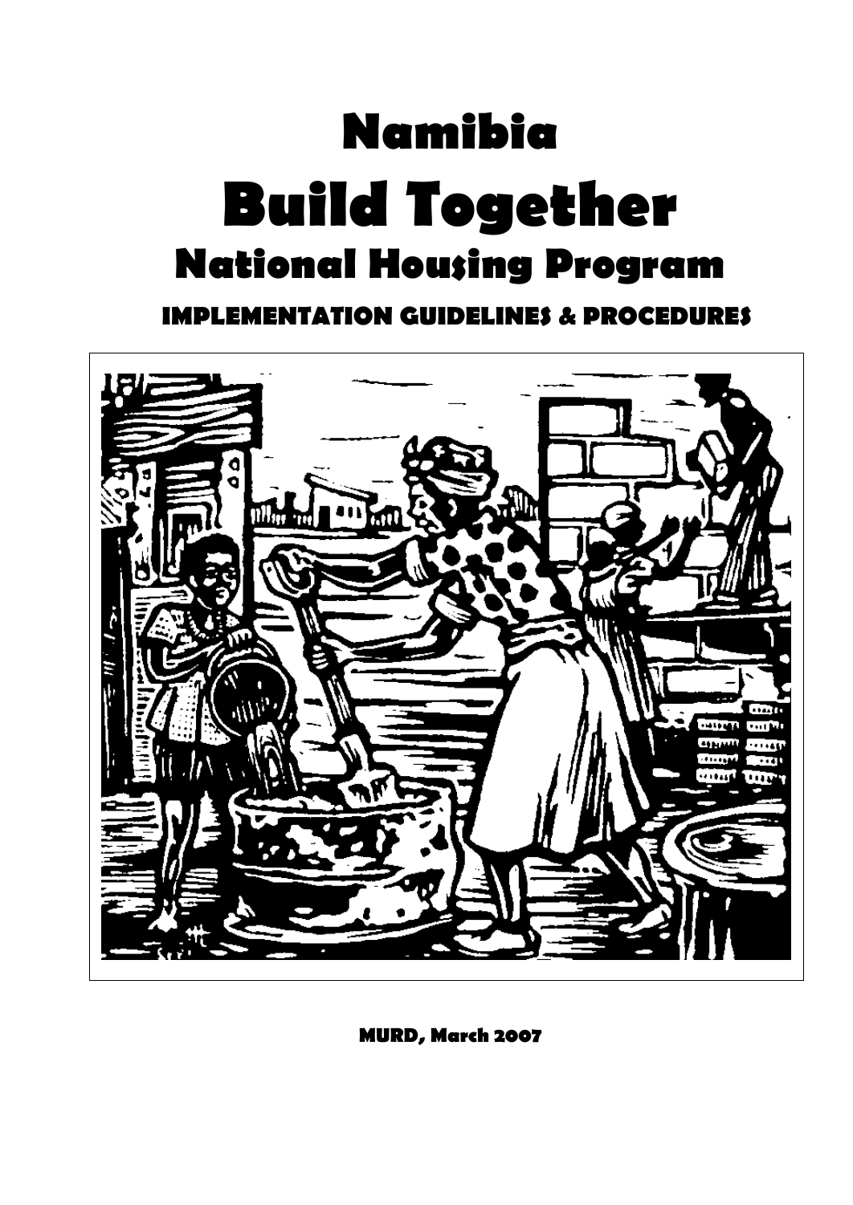# Namibia

# Build Together

## National Housing Program

### IMPLEMENTATION GUIDELINES & PROCEDURES

**MURD, March 2007**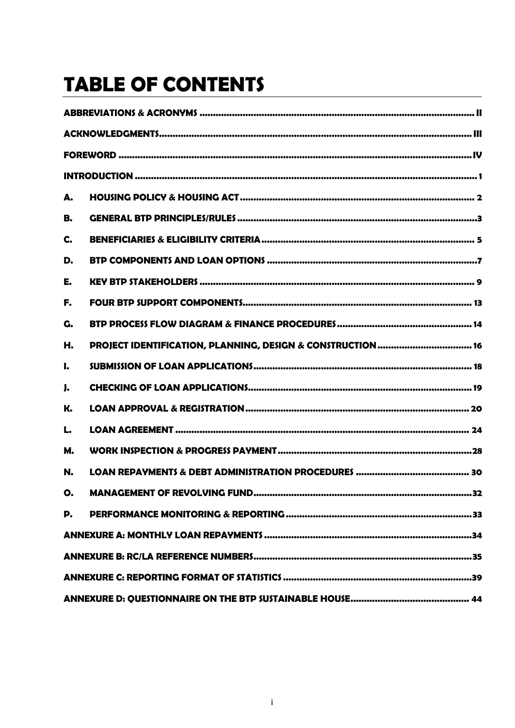# TABLE OF CONTENTS

| | | |
|---|---|---|
| **ABBREVIATIONS & ACRONYMS** | | **II** |
| **ACKNOWLEDGMENTS** | | **III** |
| **FOREWORD** | | **IV** |
| **INTRODUCTION** | | **1** |
| **A.** | **HOUSING POLICY & HOUSING ACT** | **2** |
| **B.** | **GENERAL BTP PRINCIPLES/RULES** | **3** |
| **C.** | **BENEFICIARIES & ELIGIBILITY CRITERIA** | **5** |
| **D.** | **BTP COMPONENTS AND LOAN OPTIONS** | **7** |
| **E.** | **KEY BTP STAKEHOLDERS** | **9** |
| **F.** | **FOUR BTP SUPPORT COMPONENTS** | **13** |
| **G.** | **BTP PROCESS FLOW DIAGRAM & FINANCE PROCEDURES** | **14** |
| **H.** | **PROJECT IDENTIFICATION, PLANNING, DESIGN & CONSTRUCTION** | **16** |
| **I.** | **SUBMISSION OF LOAN APPLICATIONS** | **18** |
| **J.** | **CHECKING OF LOAN APPLICATIONS** | **19** |
| **K.** | **LOAN APPROVAL & REGISTRATION** | **20** |
| **L.** | **LOAN AGREEMENT** | **24** |
| **M.** | **WORK INSPECTION & PROGRESS PAYMENT** | **28** |
| **N.** | **LOAN REPAYMENTS & DEBT ADMINISTRATION PROCEDURES** | **30** |
| **O.** | **MANAGEMENT OF REVOLVING FUND** | **32** |
| **P.** | **PERFORMANCE MONITORING & REPORTING** | **33** |
| **ANNEXURE A: MONTHLY LOAN REPAYMENTS** | | **34** |
| **ANNEXURE B: RC/LA REFERENCE NUMBERS** | | **35** |
| **ANNEXURE C: REPORTING FORMAT OF STATISTICS** | | **39** |
| **ANNEXURE D: QUESTIONNAIRE ON THE BTP SUSTAINABLE HOUSE** | | **44** |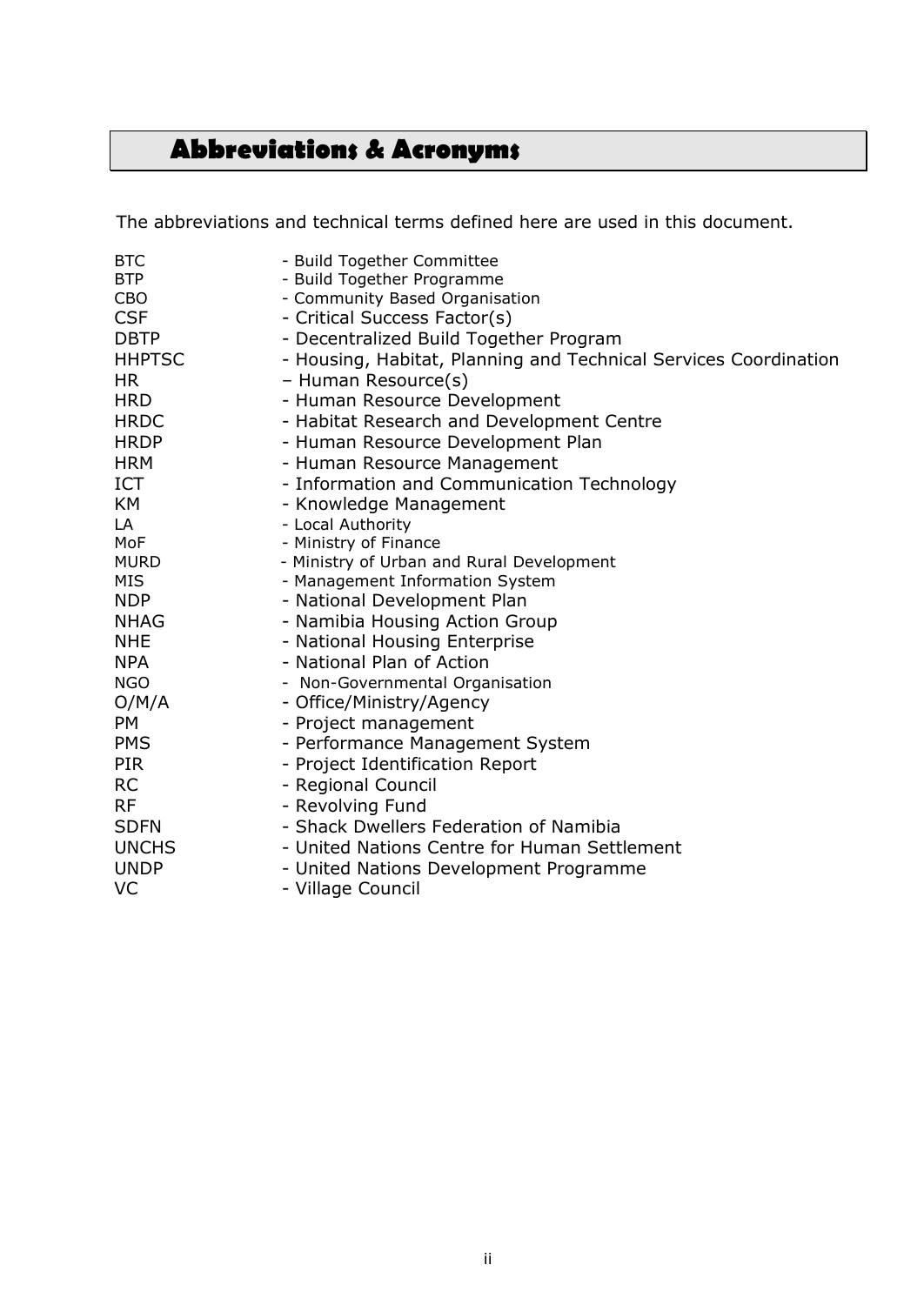# Abbreviations & Acronyms

The abbreviations and technical terms defined here are used in this document.

| | |
|---|---|
| BTC | - Build Together Committee |
| BTP | - Build Together Programme |
| CBO | - Community Based Organisation |
| CSF | - Critical Success Factor(s) |
| DBTP | - Decentralized Build Together Program |
| HHPTSC | - Housing, Habitat, Planning and Technical Services Coordination |
| HR | – Human Resource(s) |
| HRD | - Human Resource Development |
| HRDC | - Habitat Research and Development Centre |
| HRDP | - Human Resource Development Plan |
| HRM | - Human Resource Management |
| ICT | - Information and Communication Technology |
| KM | - Knowledge Management |
| LA | - Local Authority |
| MoF | - Ministry of Finance |
| MURD | - Ministry of Urban and Rural Development |
| MIS | - Management Information System |
| NDP | - National Development Plan |
| NHAG | - Namibia Housing Action Group |
| NHE | - National Housing Enterprise |
| NPA | - National Plan of Action |
| NGO | - Non-Governmental Organisation |
| O/M/A | - Office/Ministry/Agency |
| PM | - Project management |
| PMS | - Performance Management System |
| PIR | - Project Identification Report |
| RC | - Regional Council |
| RF | - Revolving Fund |
| SDFN | - Shack Dwellers Federation of Namibia |
| UNCHS | - United Nations Centre for Human Settlement |
| UNDP | - United Nations Development Programme |
| VC | - Village Council |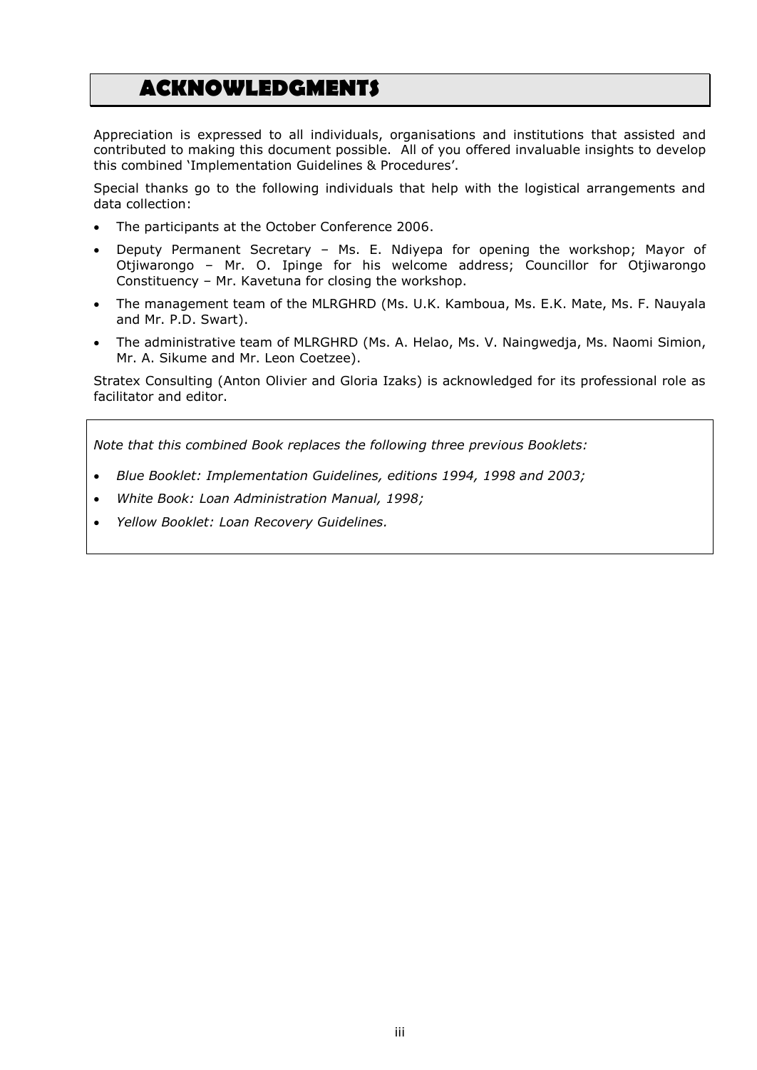# ACKNOWLEDGMENTS

Appreciation is expressed to all individuals, organisations and institutions that assisted and contributed to making this document possible. All of you offered invaluable insights to develop this combined 'Implementation Guidelines & Procedures'.

Special thanks go to the following individuals that help with the logistical arrangements and data collection:

- The participants at the October Conference 2006.
- Deputy Permanent Secretary – Ms. E. Ndiyepa for opening the workshop; Mayor of Otjiwarongo – Mr. O. Ipinge for his welcome address; Councillor for Otjiwarongo Constituency – Mr. Kavetuna for closing the workshop.
- The management team of the MLRGHRD (Ms. U.K. Kamboua, Ms. E.K. Mate, Ms. F. Nauyala and Mr. P.D. Swart).
- The administrative team of MLRGHRD (Ms. A. Helao, Ms. V. Naingwedja, Ms. Naomi Simion, Mr. A. Sikume and Mr. Leon Coetzee).

Stratex Consulting (Anton Olivier and Gloria Izaks) is acknowledged for its professional role as facilitator and editor.

*Note that this combined Book replaces the following three previous Booklets:*

- *Blue Booklet: Implementation Guidelines, editions 1994, 1998 and 2003;*
- *White Book: Loan Administration Manual, 1998;*
- *Yellow Booklet: Loan Recovery Guidelines.*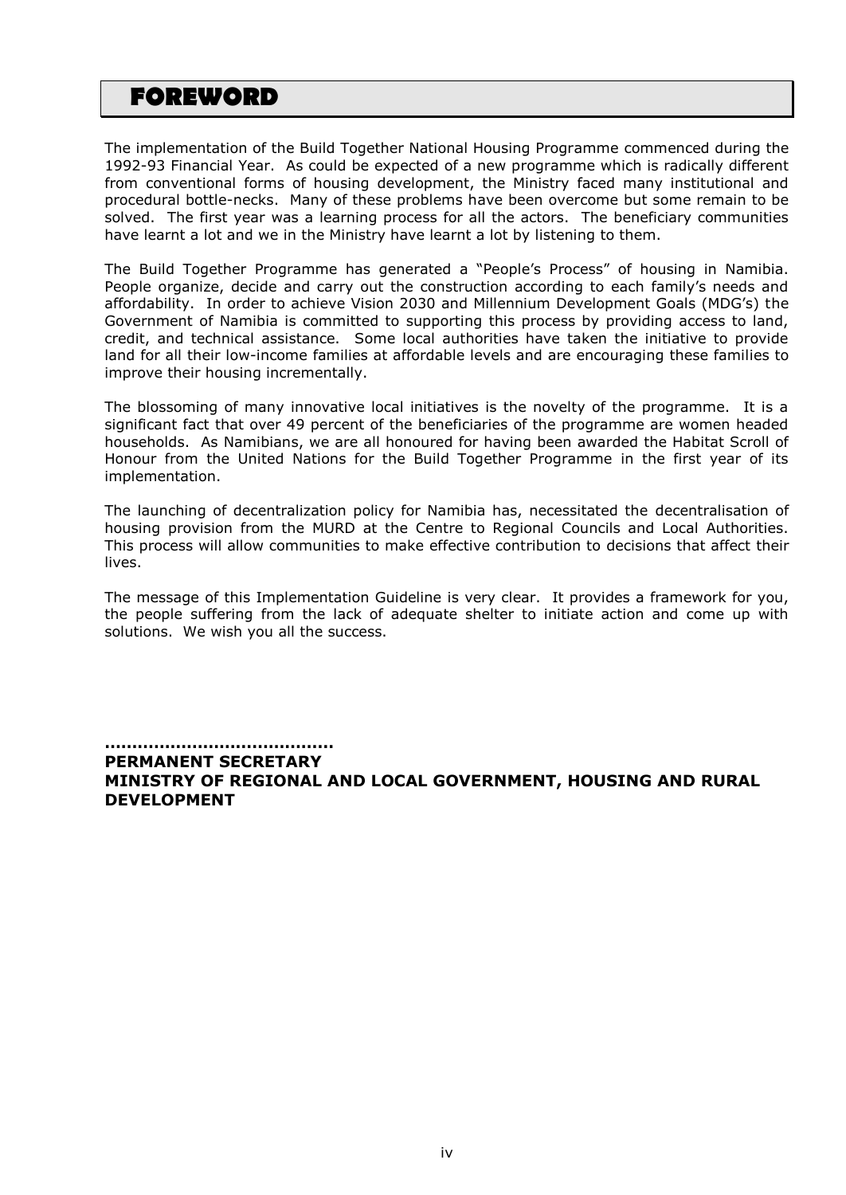# FOREWORD

The implementation of the Build Together National Housing Programme commenced during the 1992-93 Financial Year. As could be expected of a new programme which is radically different from conventional forms of housing development, the Ministry faced many institutional and procedural bottle-necks. Many of these problems have been overcome but some remain to be solved. The first year was a learning process for all the actors. The beneficiary communities have learnt a lot and we in the Ministry have learnt a lot by listening to them.

The Build Together Programme has generated a "People's Process" of housing in Namibia. People organize, decide and carry out the construction according to each family's needs and affordability. In order to achieve Vision 2030 and Millennium Development Goals (MDG's) the Government of Namibia is committed to supporting this process by providing access to land, credit, and technical assistance. Some local authorities have taken the initiative to provide land for all their low-income families at affordable levels and are encouraging these families to improve their housing incrementally.

The blossoming of many innovative local initiatives is the novelty of the programme. It is a significant fact that over 49 percent of the beneficiaries of the programme are women headed households. As Namibians, we are all honoured for having been awarded the Habitat Scroll of Honour from the United Nations for the Build Together Programme in the first year of its implementation.

The launching of decentralization policy for Namibia has, necessitated the decentralisation of housing provision from the MURD at the Centre to Regional Councils and Local Authorities. This process will allow communities to make effective contribution to decisions that affect their lives.

The message of this Implementation Guideline is very clear. It provides a framework for you, the people suffering from the lack of adequate shelter to initiate action and come up with solutions. We wish you all the success.

**……………………………………**
**PERMANENT SECRETARY**
**MINISTRY OF REGIONAL AND LOCAL GOVERNMENT, HOUSING AND RURAL DEVELOPMENT**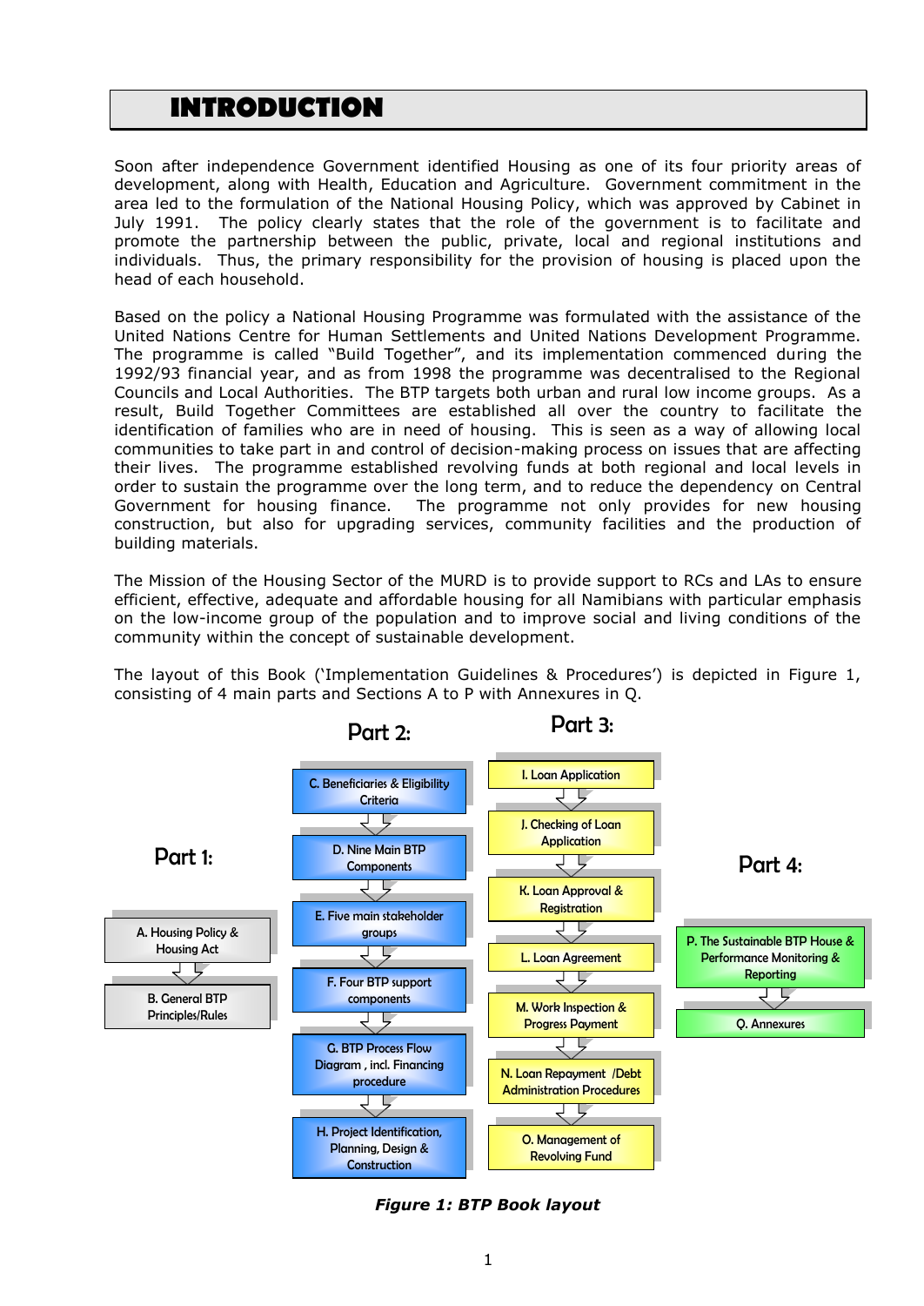# INTRODUCTION

Soon after independence Government identified Housing as one of its four priority areas of development, along with Health, Education and Agriculture. Government commitment in the area led to the formulation of the National Housing Policy, which was approved by Cabinet in July 1991. The policy clearly states that the role of the government is to facilitate and promote the partnership between the public, private, local and regional institutions and individuals. Thus, the primary responsibility for the provision of housing is placed upon the head of each household.

Based on the policy a National Housing Programme was formulated with the assistance of the United Nations Centre for Human Settlements and United Nations Development Programme. The programme is called "Build Together", and its implementation commenced during the 1992/93 financial year, and as from 1998 the programme was decentralised to the Regional Councils and Local Authorities. The BTP targets both urban and rural low income groups. As a result, Build Together Committees are established all over the country to facilitate the identification of families who are in need of housing. This is seen as a way of allowing local communities to take part in and control of decision-making process on issues that are affecting their lives. The programme established revolving funds at both regional and local levels in order to sustain the programme over the long term, and to reduce the dependency on Central Government for housing finance. The programme not only provides for new housing construction, but also for upgrading services, community facilities and the production of building materials.

The Mission of the Housing Sector of the MURD is to provide support to RCs and LAs to ensure efficient, effective, adequate and affordable housing for all Namibians with particular emphasis on the low-income group of the population and to improve social and living conditions of the community within the concept of sustainable development.

The layout of this Book ('Implementation Guidelines & Procedures') is depicted in Figure 1, consisting of 4 main parts and Sections A to P with Annexures in Q.

**Part 1:**
- A. Housing Policy & Housing Act
- B. General BTP Principles/Rules

**Part 2:**
- C. Beneficiaries & Eligibility Criteria
- D. Nine Main BTP Components
- E. Five main stakeholder groups
- F. Four BTP support components
- G. BTP Process Flow Diagram , incl. Financing procedure
- H. Project Identification, Planning, Design & Construction

**Part 3:**
- I. Loan Application
- J. Checking of Loan Application
- K. Loan Approval & Registration
- L. Loan Agreement
- M. Work Inspection & Progress Payment
- N. Loan Repayment /Debt Administration Procedures
- O. Management of Revolving Fund

**Part 4:**
- P. The Sustainable BTP House & Performance Monitoring & Reporting
- Q. Annexures

***Figure 1: BTP Book layout***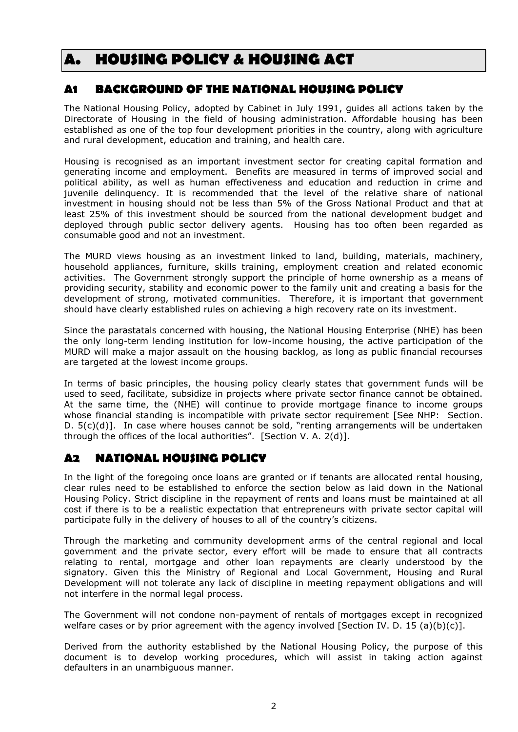# A. HOUSING POLICY & HOUSING ACT

## A1 BACKGROUND OF THE NATIONAL HOUSING POLICY

The National Housing Policy, adopted by Cabinet in July 1991, guides all actions taken by the Directorate of Housing in the field of housing administration. Affordable housing has been established as one of the top four development priorities in the country, along with agriculture and rural development, education and training, and health care.

Housing is recognised as an important investment sector for creating capital formation and generating income and employment. Benefits are measured in terms of improved social and political ability, as well as human effectiveness and education and reduction in crime and juvenile delinquency. It is recommended that the level of the relative share of national investment in housing should not be less than 5% of the Gross National Product and that at least 25% of this investment should be sourced from the national development budget and deployed through public sector delivery agents. Housing has too often been regarded as consumable good and not an investment.

The MURD views housing as an investment linked to land, building, materials, machinery, household appliances, furniture, skills training, employment creation and related economic activities. The Government strongly support the principle of home ownership as a means of providing security, stability and economic power to the family unit and creating a basis for the development of strong, motivated communities. Therefore, it is important that government should have clearly established rules on achieving a high recovery rate on its investment.

Since the parastatals concerned with housing, the National Housing Enterprise (NHE) has been the only long-term lending institution for low-income housing, the active participation of the MURD will make a major assault on the housing backlog, as long as public financial recourses are targeted at the lowest income groups.

In terms of basic principles, the housing policy clearly states that government funds will be used to seed, facilitate, subsidize in projects where private sector finance cannot be obtained. At the same time, the (NHE) will continue to provide mortgage finance to income groups whose financial standing is incompatible with private sector requirement [See NHP: Section. D. 5(c)(d)]. In case where houses cannot be sold, "renting arrangements will be undertaken through the offices of the local authorities". [Section V. A. 2(d)].

## A2 NATIONAL HOUSING POLICY

In the light of the foregoing once loans are granted or if tenants are allocated rental housing, clear rules need to be established to enforce the section below as laid down in the National Housing Policy. Strict discipline in the repayment of rents and loans must be maintained at all cost if there is to be a realistic expectation that entrepreneurs with private sector capital will participate fully in the delivery of houses to all of the country's citizens.

Through the marketing and community development arms of the central regional and local government and the private sector, every effort will be made to ensure that all contracts relating to rental, mortgage and other loan repayments are clearly understood by the signatory. Given this the Ministry of Regional and Local Government, Housing and Rural Development will not tolerate any lack of discipline in meeting repayment obligations and will not interfere in the normal legal process.

The Government will not condone non-payment of rentals of mortgages except in recognized welfare cases or by prior agreement with the agency involved [Section IV. D. 15 (a)(b)(c)].

Derived from the authority established by the National Housing Policy, the purpose of this document is to develop working procedures, which will assist in taking action against defaulters in an unambiguous manner.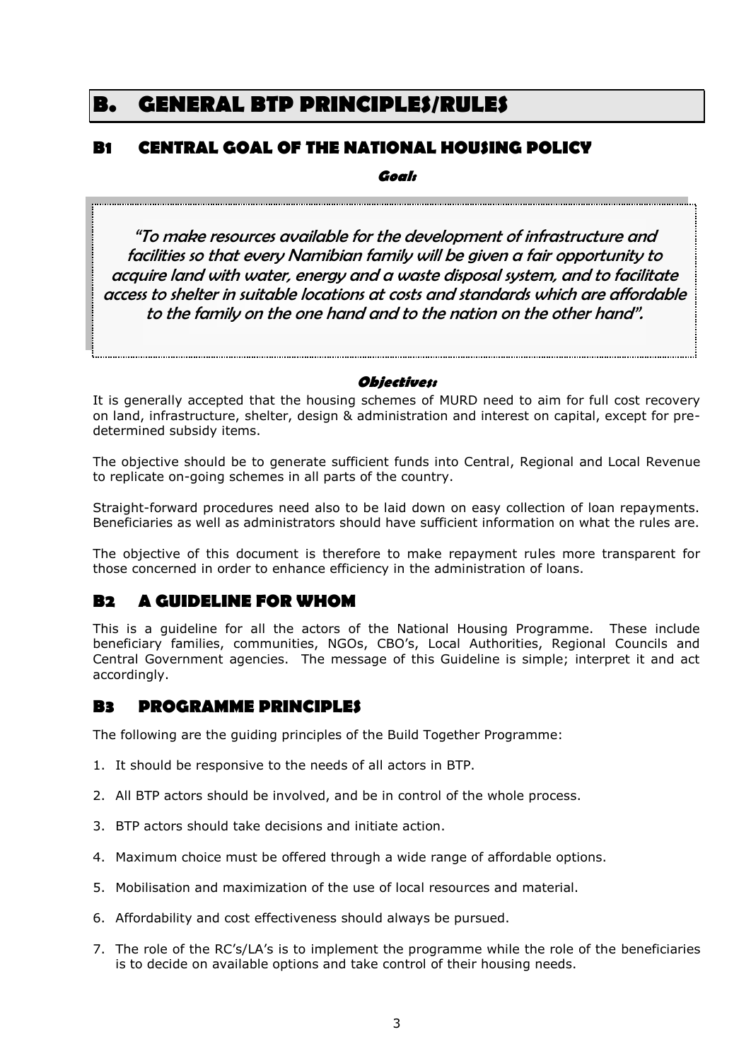# B. GENERAL BTP PRINCIPLES/RULES

## B1 CENTRAL GOAL OF THE NATIONAL HOUSING POLICY

***Goal:***

> *"To make resources available for the development of infrastructure and facilities so that every Namibian family will be given a fair opportunity to acquire land with water, energy and a waste disposal system, and to facilitate access to shelter in suitable locations at costs and standards which are affordable to the family on the one hand and to the nation on the other hand".*

***Objectives:***

It is generally accepted that the housing schemes of MURD need to aim for full cost recovery on land, infrastructure, shelter, design & administration and interest on capital, except for pre-determined subsidy items.

The objective should be to generate sufficient funds into Central, Regional and Local Revenue to replicate on-going schemes in all parts of the country.

Straight-forward procedures need also to be laid down on easy collection of loan repayments. Beneficiaries as well as administrators should have sufficient information on what the rules are.

The objective of this document is therefore to make repayment rules more transparent for those concerned in order to enhance efficiency in the administration of loans.

## B2 A GUIDELINE FOR WHOM

This is a guideline for all the actors of the National Housing Programme. These include beneficiary families, communities, NGOs, CBO's, Local Authorities, Regional Councils and Central Government agencies. The message of this Guideline is simple; interpret it and act accordingly.

## B3 PROGRAMME PRINCIPLES

The following are the guiding principles of the Build Together Programme:

1. It should be responsive to the needs of all actors in BTP.
2. All BTP actors should be involved, and be in control of the whole process.
3. BTP actors should take decisions and initiate action.
4. Maximum choice must be offered through a wide range of affordable options.
5. Mobilisation and maximization of the use of local resources and material.
6. Affordability and cost effectiveness should always be pursued.
7. The role of the RC's/LA's is to implement the programme while the role of the beneficiaries is to decide on available options and take control of their housing needs.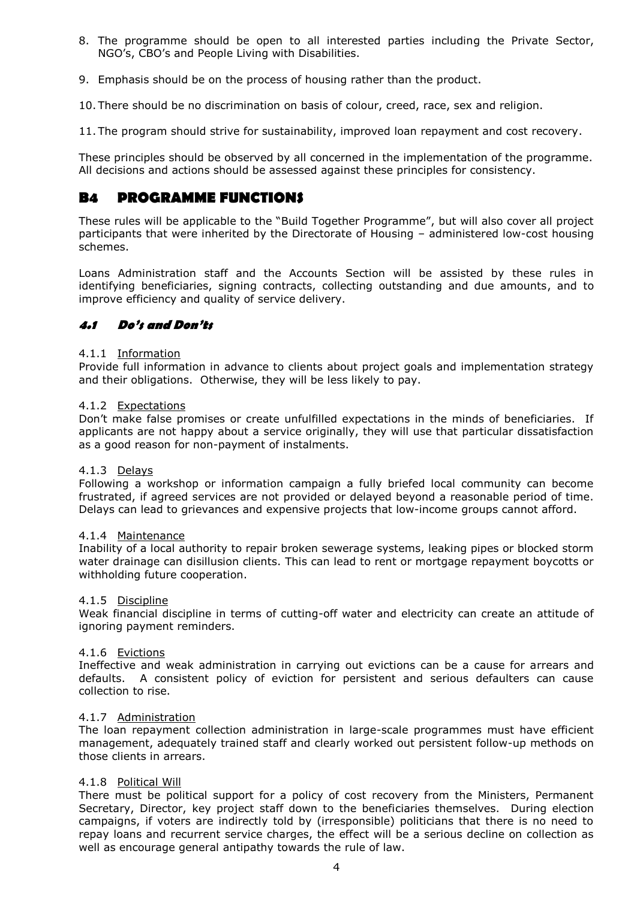8. The programme should be open to all interested parties including the Private Sector, NGO's, CBO's and People Living with Disabilities.

9. Emphasis should be on the process of housing rather than the product.

10. There should be no discrimination on basis of colour, creed, race, sex and religion.

11. The program should strive for sustainability, improved loan repayment and cost recovery.

These principles should be observed by all concerned in the implementation of the programme. All decisions and actions should be assessed against these principles for consistency.

## B4 PROGRAMME FUNCTIONS

These rules will be applicable to the "Build Together Programme", but will also cover all project participants that were inherited by the Directorate of Housing – administered low-cost housing schemes.

Loans Administration staff and the Accounts Section will be assisted by these rules in identifying beneficiaries, signing contracts, collecting outstanding and due amounts, and to improve efficiency and quality of service delivery.

### *4.1 Do's and Don'ts*

4.1.1 Information

Provide full information in advance to clients about project goals and implementation strategy and their obligations. Otherwise, they will be less likely to pay.

4.1.2 Expectations

Don't make false promises or create unfulfilled expectations in the minds of beneficiaries. If applicants are not happy about a service originally, they will use that particular dissatisfaction as a good reason for non-payment of instalments.

4.1.3 Delays

Following a workshop or information campaign a fully briefed local community can become frustrated, if agreed services are not provided or delayed beyond a reasonable period of time. Delays can lead to grievances and expensive projects that low-income groups cannot afford.

4.1.4 Maintenance

Inability of a local authority to repair broken sewerage systems, leaking pipes or blocked storm water drainage can disillusion clients. This can lead to rent or mortgage repayment boycotts or withholding future cooperation.

4.1.5 Discipline

Weak financial discipline in terms of cutting-off water and electricity can create an attitude of ignoring payment reminders.

4.1.6 Evictions

Ineffective and weak administration in carrying out evictions can be a cause for arrears and defaults. A consistent policy of eviction for persistent and serious defaulters can cause collection to rise.

4.1.7 Administration

The loan repayment collection administration in large-scale programmes must have efficient management, adequately trained staff and clearly worked out persistent follow-up methods on those clients in arrears.

4.1.8 Political Will

There must be political support for a policy of cost recovery from the Ministers, Permanent Secretary, Director, key project staff down to the beneficiaries themselves. During election campaigns, if voters are indirectly told by (irresponsible) politicians that there is no need to repay loans and recurrent service charges, the effect will be a serious decline on collection as well as encourage general antipathy towards the rule of law.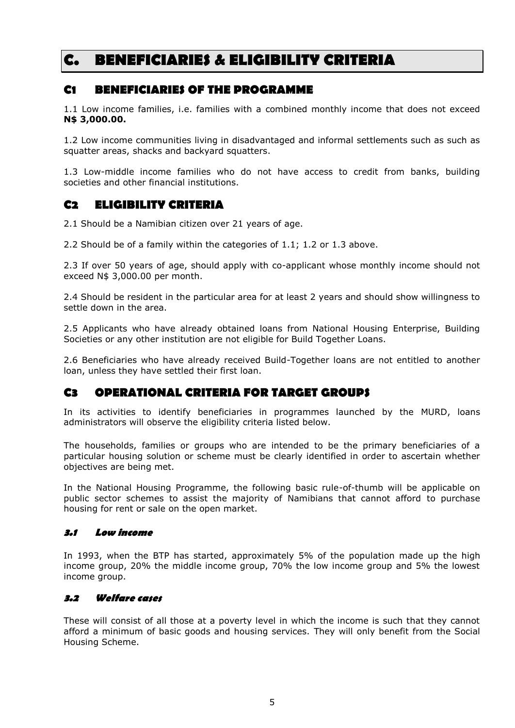# C. BENEFICIARIES & ELIGIBILITY CRITERIA

## C1 BENEFICIARIES OF THE PROGRAMME

1.1 Low income families, i.e. families with a combined monthly income that does not exceed **N$ 3,000.00.**

1.2 Low income communities living in disadvantaged and informal settlements such as such as squatter areas, shacks and backyard squatters.

1.3 Low-middle income families who do not have access to credit from banks, building societies and other financial institutions.

## C2 ELIGIBILITY CRITERIA

2.1 Should be a Namibian citizen over 21 years of age.

2.2 Should be of a family within the categories of 1.1; 1.2 or 1.3 above.

2.3 If over 50 years of age, should apply with co-applicant whose monthly income should not exceed N$ 3,000.00 per month.

2.4 Should be resident in the particular area for at least 2 years and should show willingness to settle down in the area.

2.5 Applicants who have already obtained loans from National Housing Enterprise, Building Societies or any other institution are not eligible for Build Together Loans.

2.6 Beneficiaries who have already received Build-Together loans are not entitled to another loan, unless they have settled their first loan.

## C3 OPERATIONAL CRITERIA FOR TARGET GROUPS

In its activities to identify beneficiaries in programmes launched by the MURD, loans administrators will observe the eligibility criteria listed below.

The households, families or groups who are intended to be the primary beneficiaries of a particular housing solution or scheme must be clearly identified in order to ascertain whether objectives are being met.

In the National Housing Programme, the following basic rule-of-thumb will be applicable on public sector schemes to assist the majority of Namibians that cannot afford to purchase housing for rent or sale on the open market.

### *3.1 Low income*

In 1993, when the BTP has started, approximately 5% of the population made up the high income group, 20% the middle income group, 70% the low income group and 5% the lowest income group.

### *3.2 Welfare cases*

These will consist of all those at a poverty level in which the income is such that they cannot afford a minimum of basic goods and housing services. They will only benefit from the Social Housing Scheme.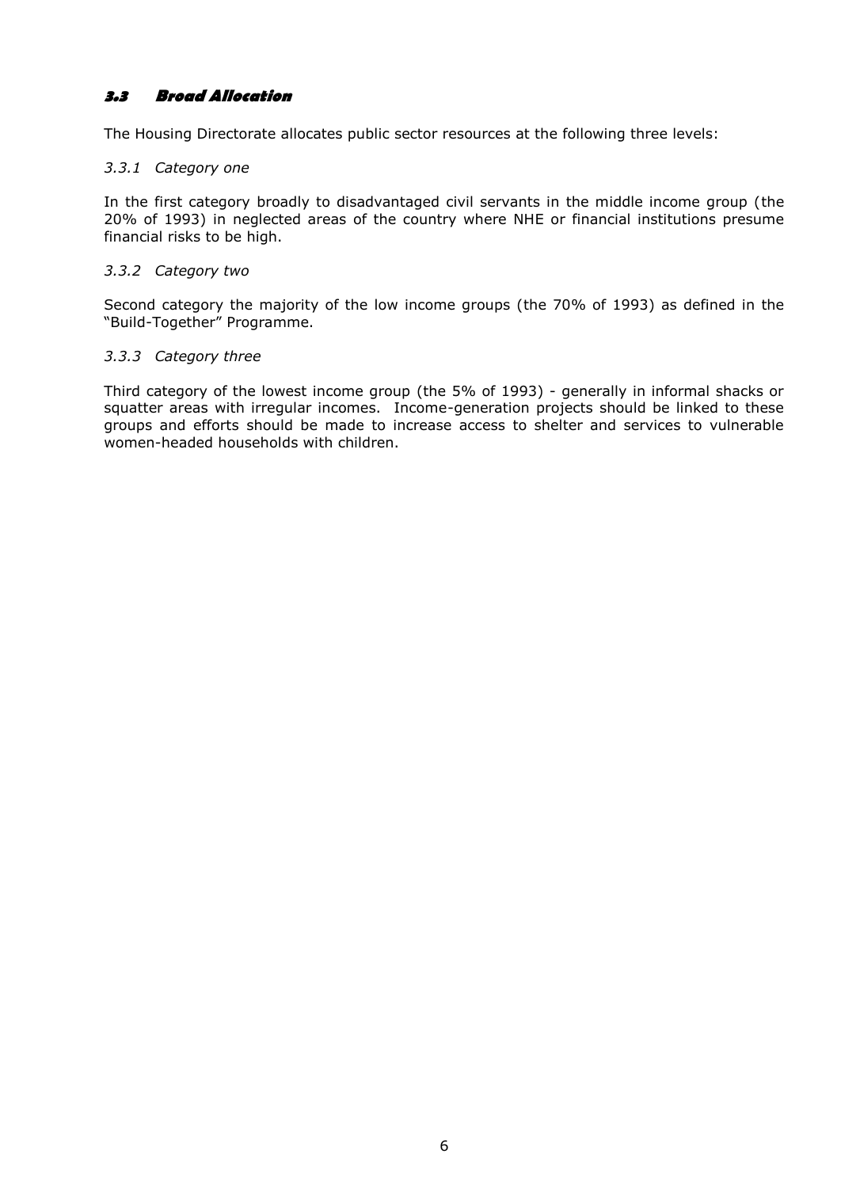### 3.3 Broad Allocation

The Housing Directorate allocates public sector resources at the following three levels:

#### *3.3.1 Category one*

In the first category broadly to disadvantaged civil servants in the middle income group (the 20% of 1993) in neglected areas of the country where NHE or financial institutions presume financial risks to be high.

#### *3.3.2 Category two*

Second category the majority of the low income groups (the 70% of 1993) as defined in the "Build-Together" Programme.

#### *3.3.3 Category three*

Third category of the lowest income group (the 5% of 1993) - generally in informal shacks or squatter areas with irregular incomes. Income-generation projects should be linked to these groups and efforts should be made to increase access to shelter and services to vulnerable women-headed households with children.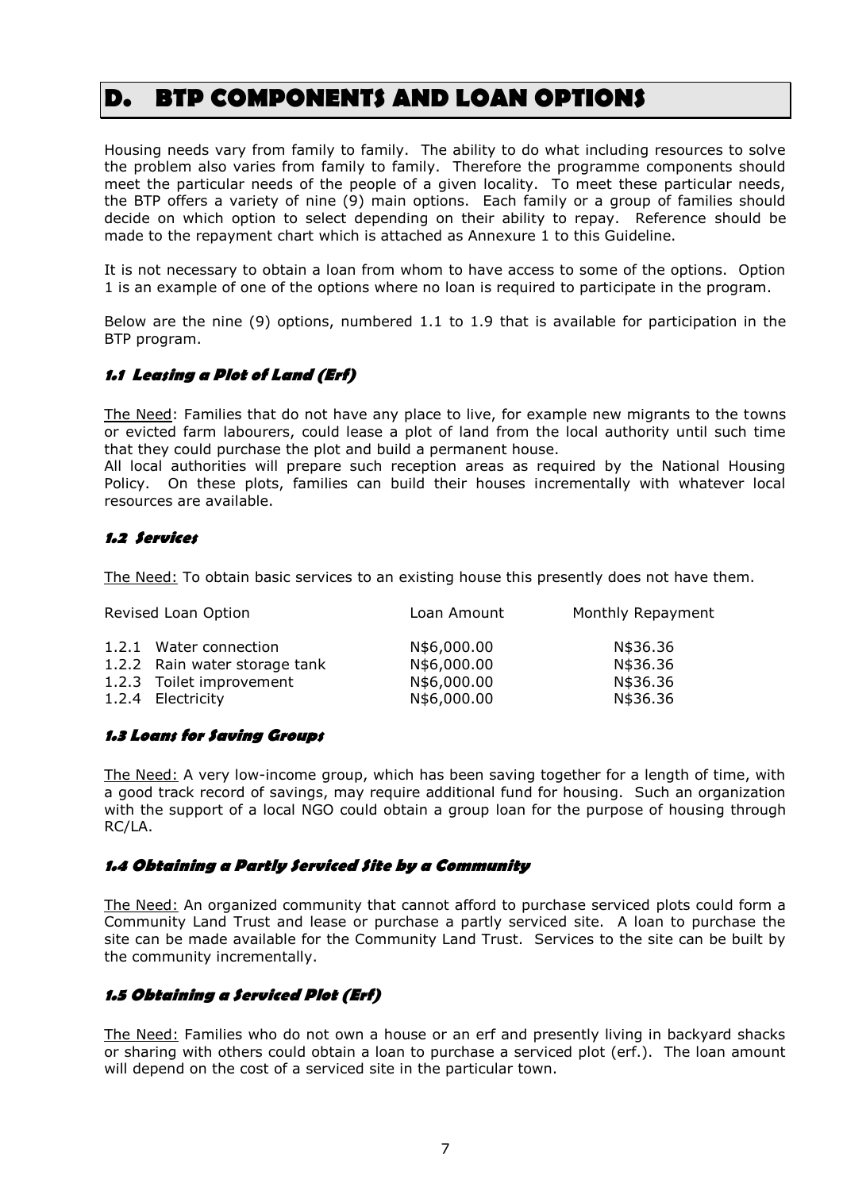# D. BTP COMPONENTS AND LOAN OPTIONS

Housing needs vary from family to family. The ability to do what including resources to solve the problem also varies from family to family. Therefore the programme components should meet the particular needs of the people of a given locality. To meet these particular needs, the BTP offers a variety of nine (9) main options. Each family or a group of families should decide on which option to select depending on their ability to repay. Reference should be made to the repayment chart which is attached as Annexure 1 to this Guideline.

It is not necessary to obtain a loan from whom to have access to some of the options. Option 1 is an example of one of the options where no loan is required to participate in the program.

Below are the nine (9) options, numbered 1.1 to 1.9 that is available for participation in the BTP program.

### 1.1 Leasing a Plot of Land (Erf)

The Need: Families that do not have any place to live, for example new migrants to the towns or evicted farm labourers, could lease a plot of land from the local authority until such time that they could purchase the plot and build a permanent house.
All local authorities will prepare such reception areas as required by the National Housing Policy. On these plots, families can build their houses incrementally with whatever local resources are available.

### 1.2 Services

The Need: To obtain basic services to an existing house this presently does not have them.

| Revised Loan Option | Loan Amount | Monthly Repayment |
|---|---|---|
| 1.2.1 Water connection | N$6,000.00 | N$36.36 |
| 1.2.2 Rain water storage tank | N$6,000.00 | N$36.36 |
| 1.2.3 Toilet improvement | N$6,000.00 | N$36.36 |
| 1.2.4 Electricity | N$6,000.00 | N$36.36 |

### 1.3 Loans for Saving Groups

The Need: A very low-income group, which has been saving together for a length of time, with a good track record of savings, may require additional fund for housing. Such an organization with the support of a local NGO could obtain a group loan for the purpose of housing through RC/LA.

### 1.4 Obtaining a Partly Serviced Site by a Community

The Need: An organized community that cannot afford to purchase serviced plots could form a Community Land Trust and lease or purchase a partly serviced site. A loan to purchase the site can be made available for the Community Land Trust. Services to the site can be built by the community incrementally.

### 1.5 Obtaining a Serviced Plot (Erf)

The Need: Families who do not own a house or an erf and presently living in backyard shacks or sharing with others could obtain a loan to purchase a serviced plot (erf.). The loan amount will depend on the cost of a serviced site in the particular town.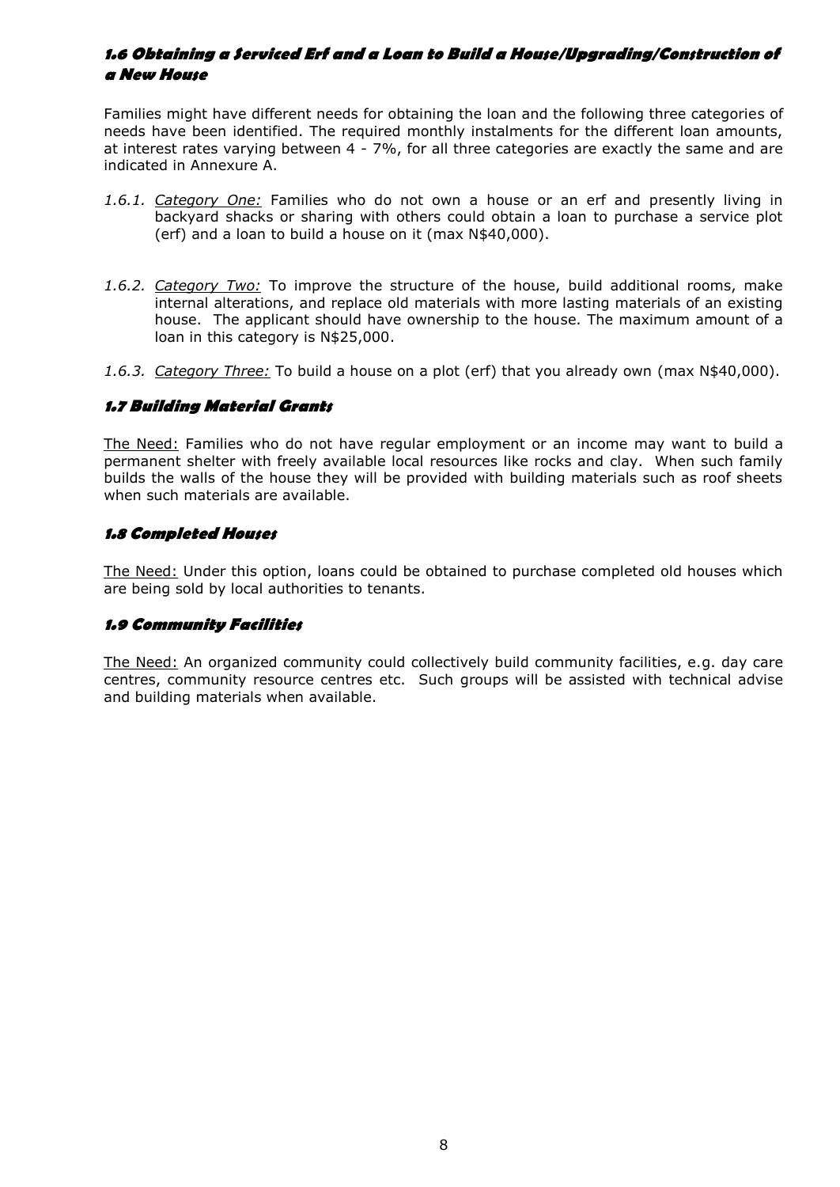### 1.6 Obtaining a Serviced Erf and a Loan to Build a House/Upgrading/Construction of a New House

Families might have different needs for obtaining the loan and the following three categories of needs have been identified. The required monthly instalments for the different loan amounts, at interest rates varying between 4 - 7%, for all three categories are exactly the same and are indicated in Annexure A.

*1.6.1.* *Category One:* Families who do not own a house or an erf and presently living in backyard shacks or sharing with others could obtain a loan to purchase a service plot (erf) and a loan to build a house on it (max N$40,000).

*1.6.2.* *Category Two:* To improve the structure of the house, build additional rooms, make internal alterations, and replace old materials with more lasting materials of an existing house. The applicant should have ownership to the house. The maximum amount of a loan in this category is N$25,000.

*1.6.3.* *Category Three:* To build a house on a plot (erf) that you already own (max N$40,000).

### 1.7 Building Material Grants

The Need: Families who do not have regular employment or an income may want to build a permanent shelter with freely available local resources like rocks and clay. When such family builds the walls of the house they will be provided with building materials such as roof sheets when such materials are available.

### 1.8 Completed Houses

The Need: Under this option, loans could be obtained to purchase completed old houses which are being sold by local authorities to tenants.

### 1.9 Community Facilities

The Need: An organized community could collectively build community facilities, e.g. day care centres, community resource centres etc. Such groups will be assisted with technical advise and building materials when available.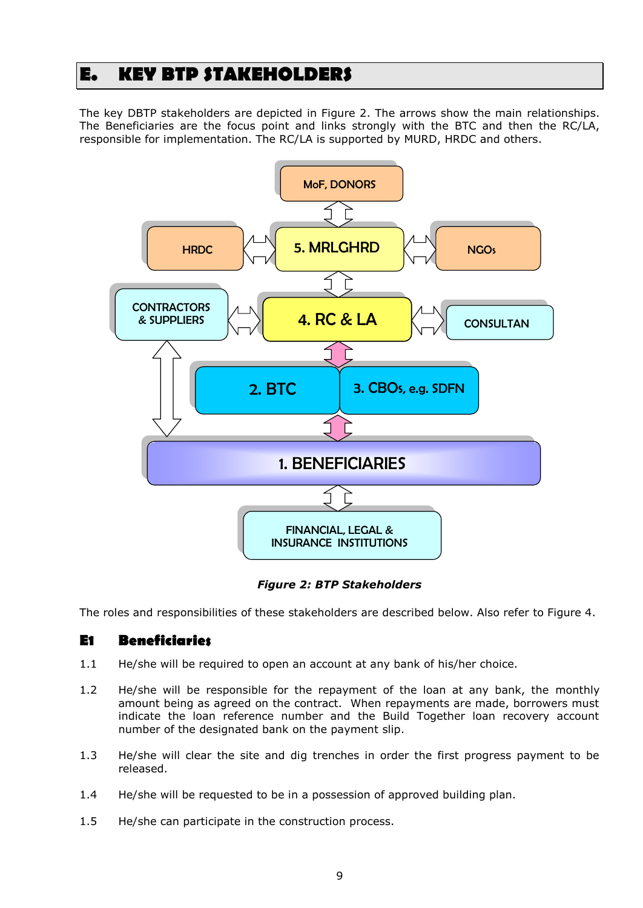## E. KEY BTP STAKEHOLDERS

The key DBTP stakeholders are depicted in Figure 2. The arrows show the main relationships. The Beneficiaries are the focus point and links strongly with the BTC and then the RC/LA, responsible for implementation. The RC/LA is supported by MURD, HRDC and others.

*Figure 2: BTP Stakeholders*

The roles and responsibilities of these stakeholders are described below. Also refer to Figure 4.

### E1 Beneficiaries

1.1 He/she will be required to open an account at any bank of his/her choice.

1.2 He/she will be responsible for the repayment of the loan at any bank, the monthly amount being as agreed on the contract. When repayments are made, borrowers must indicate the loan reference number and the Build Together loan recovery account number of the designated bank on the payment slip.

1.3 He/she will clear the site and dig trenches in order the first progress payment to be released.

1.4 He/she will be requested to be in a possession of approved building plan.

1.5 He/she can participate in the construction process.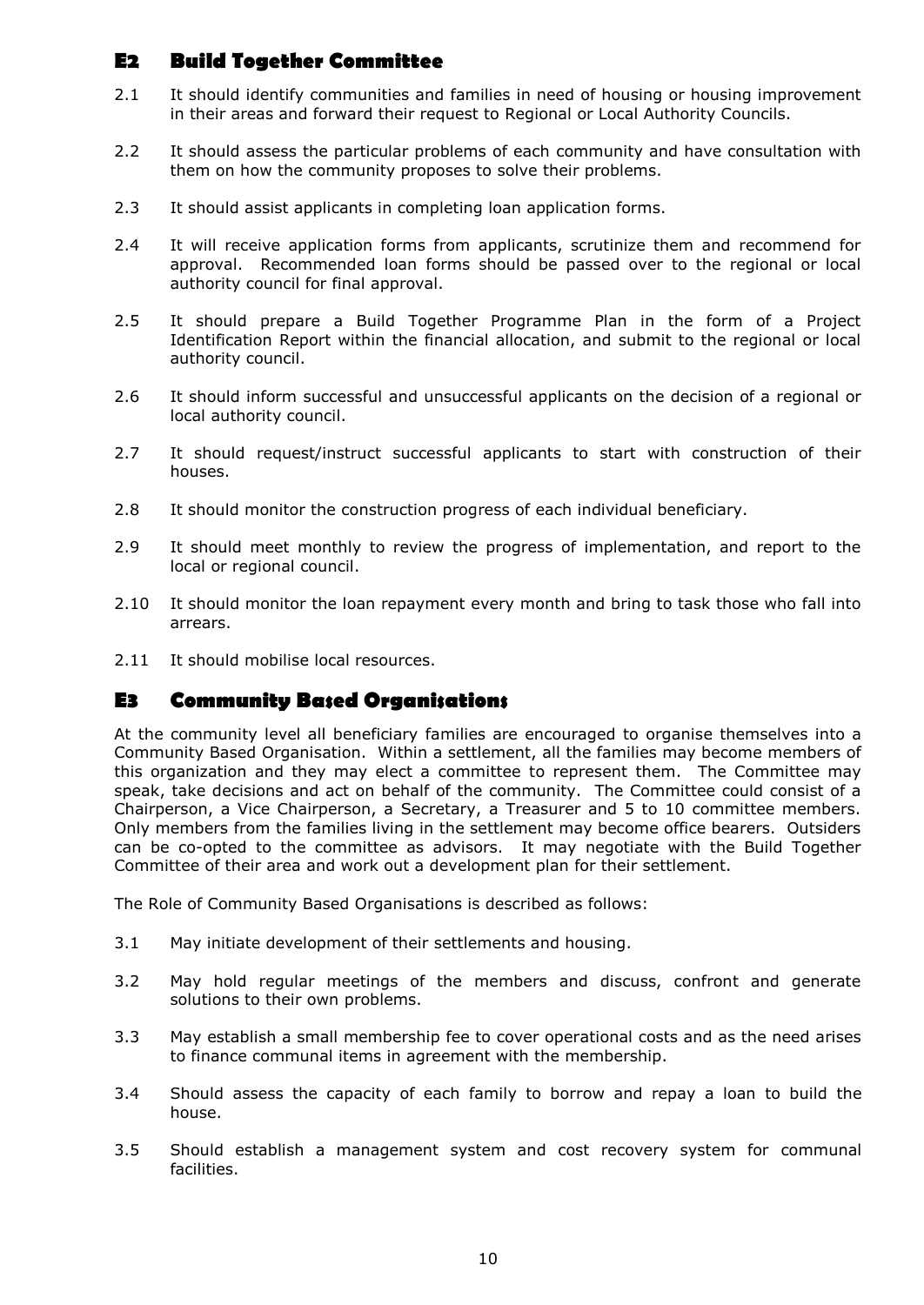## E2 Build Together Committee

2.1 It should identify communities and families in need of housing or housing improvement in their areas and forward their request to Regional or Local Authority Councils.

2.2 It should assess the particular problems of each community and have consultation with them on how the community proposes to solve their problems.

2.3 It should assist applicants in completing loan application forms.

2.4 It will receive application forms from applicants, scrutinize them and recommend for approval. Recommended loan forms should be passed over to the regional or local authority council for final approval.

2.5 It should prepare a Build Together Programme Plan in the form of a Project Identification Report within the financial allocation, and submit to the regional or local authority council.

2.6 It should inform successful and unsuccessful applicants on the decision of a regional or local authority council.

2.7 It should request/instruct successful applicants to start with construction of their houses.

2.8 It should monitor the construction progress of each individual beneficiary.

2.9 It should meet monthly to review the progress of implementation, and report to the local or regional council.

2.10 It should monitor the loan repayment every month and bring to task those who fall into arrears.

2.11 It should mobilise local resources.

## E3 Community Based Organisations

At the community level all beneficiary families are encouraged to organise themselves into a Community Based Organisation. Within a settlement, all the families may become members of this organization and they may elect a committee to represent them. The Committee may speak, take decisions and act on behalf of the community. The Committee could consist of a Chairperson, a Vice Chairperson, a Secretary, a Treasurer and 5 to 10 committee members. Only members from the families living in the settlement may become office bearers. Outsiders can be co-opted to the committee as advisors. It may negotiate with the Build Together Committee of their area and work out a development plan for their settlement.

The Role of Community Based Organisations is described as follows:

3.1 May initiate development of their settlements and housing.

3.2 May hold regular meetings of the members and discuss, confront and generate solutions to their own problems.

3.3 May establish a small membership fee to cover operational costs and as the need arises to finance communal items in agreement with the membership.

3.4 Should assess the capacity of each family to borrow and repay a loan to build the house.

3.5 Should establish a management system and cost recovery system for communal facilities.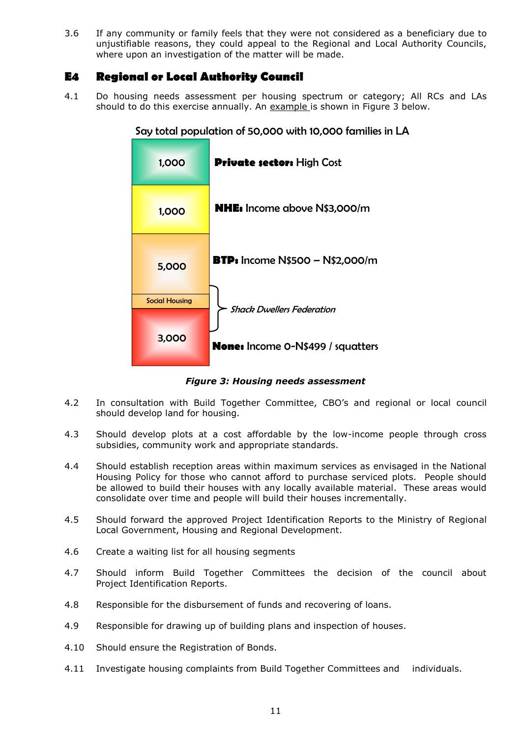3.6 If any community or family feels that they were not considered as a beneficiary due to unjustifiable reasons, they could appeal to the Regional and Local Authority Councils, where upon an investigation of the matter will be made.

## E4 Regional or Local Authority Council

4.1 Do housing needs assessment per housing spectrum or category; All RCs and LAs should to do this exercise annually. An example is shown in Figure 3 below.

Say total population of 50,000 with 10,000 families in LA

| Families | Category |
|---|---|
| 1,000 | **Private sector:** High Cost |
| 1,000 | **NHE:** Income above N$3,000/m |
| 5,000 | **BTP:** Income N$500 – N$2,000/m |
| Social Housing | *Shack Dwellers Federation* |
| 3,000 | **None:** Income 0-N$499 / squatters |

***Figure 3: Housing needs assessment***

4.2 In consultation with Build Together Committee, CBO's and regional or local council should develop land for housing.

4.3 Should develop plots at a cost affordable by the low-income people through cross subsidies, community work and appropriate standards.

4.4 Should establish reception areas within maximum services as envisaged in the National Housing Policy for those who cannot afford to purchase serviced plots. People should be allowed to build their houses with any locally available material. These areas would consolidate over time and people will build their houses incrementally.

4.5 Should forward the approved Project Identification Reports to the Ministry of Regional Local Government, Housing and Regional Development.

4.6 Create a waiting list for all housing segments

4.7 Should inform Build Together Committees the decision of the council about Project Identification Reports.

4.8 Responsible for the disbursement of funds and recovering of loans.

4.9 Responsible for drawing up of building plans and inspection of houses.

4.10 Should ensure the Registration of Bonds.

4.11 Investigate housing complaints from Build Together Committees and individuals.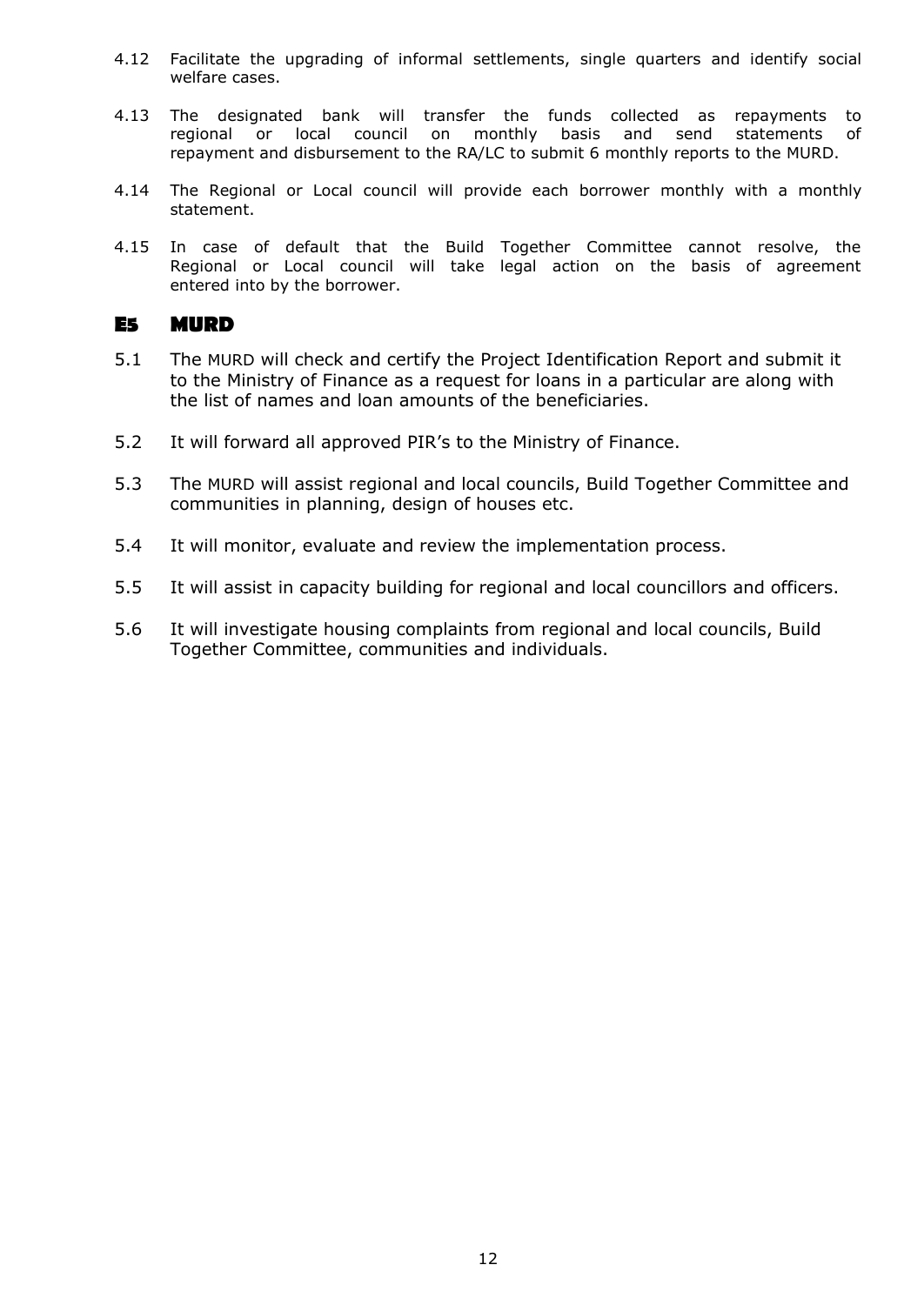4.12 Facilitate the upgrading of informal settlements, single quarters and identify social welfare cases.

4.13 The designated bank will transfer the funds collected as repayments to regional or local council on monthly basis and send statements of repayment and disbursement to the RA/LC to submit 6 monthly reports to the MURD.

4.14 The Regional or Local council will provide each borrower monthly with a monthly statement.

4.15 In case of default that the Build Together Committee cannot resolve, the Regional or Local council will take legal action on the basis of agreement entered into by the borrower.

## E5 MURD

5.1 The MURD will check and certify the Project Identification Report and submit it to the Ministry of Finance as a request for loans in a particular are along with the list of names and loan amounts of the beneficiaries.

5.2 It will forward all approved PIR's to the Ministry of Finance.

5.3 The MURD will assist regional and local councils, Build Together Committee and communities in planning, design of houses etc.

5.4 It will monitor, evaluate and review the implementation process.

5.5 It will assist in capacity building for regional and local councillors and officers.

5.6 It will investigate housing complaints from regional and local councils, Build Together Committee, communities and individuals.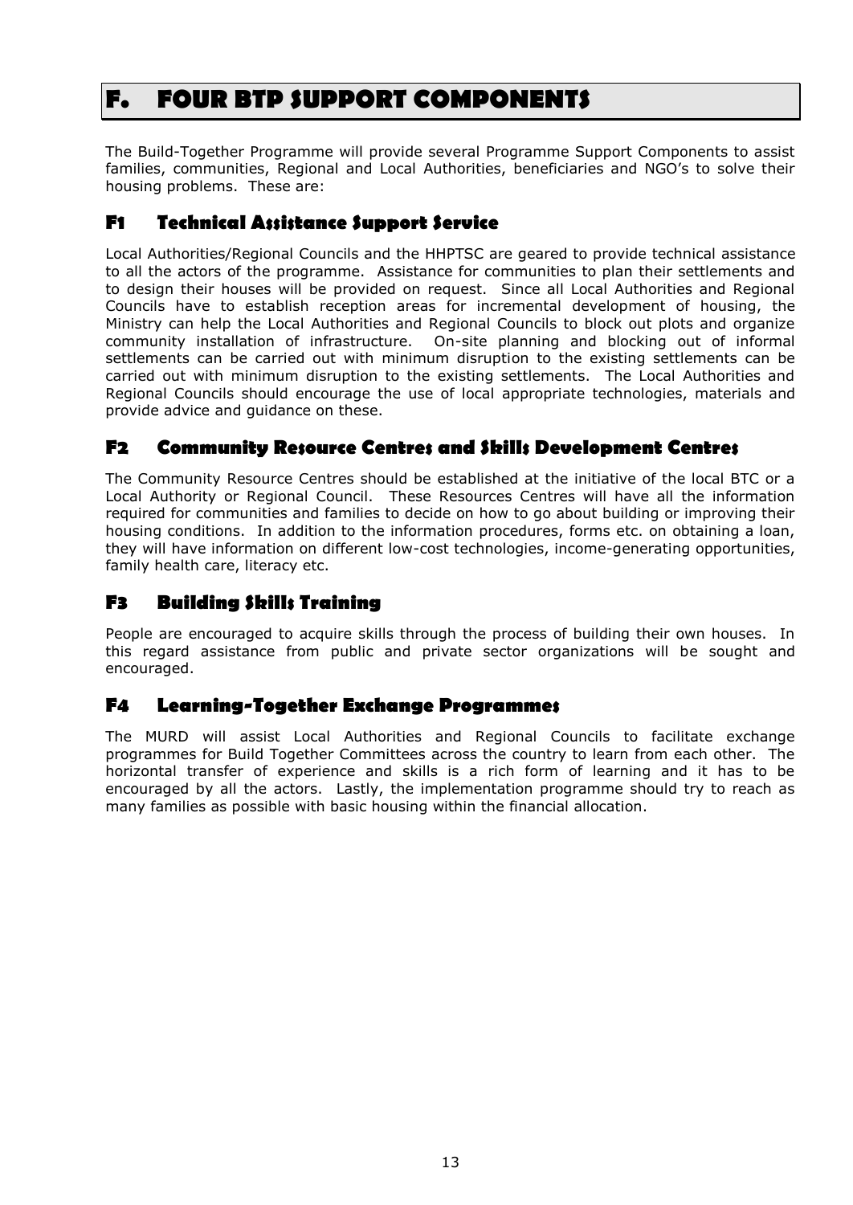# F. FOUR BTP SUPPORT COMPONENTS

The Build-Together Programme will provide several Programme Support Components to assist families, communities, Regional and Local Authorities, beneficiaries and NGO's to solve their housing problems. These are:

## F1 Technical Assistance Support Service

Local Authorities/Regional Councils and the HHPTSC are geared to provide technical assistance to all the actors of the programme. Assistance for communities to plan their settlements and to design their houses will be provided on request. Since all Local Authorities and Regional Councils have to establish reception areas for incremental development of housing, the Ministry can help the Local Authorities and Regional Councils to block out plots and organize community installation of infrastructure. On-site planning and blocking out of informal settlements can be carried out with minimum disruption to the existing settlements can be carried out with minimum disruption to the existing settlements. The Local Authorities and Regional Councils should encourage the use of local appropriate technologies, materials and provide advice and guidance on these.

## F2 Community Resource Centres and Skills Development Centres

The Community Resource Centres should be established at the initiative of the local BTC or a Local Authority or Regional Council. These Resources Centres will have all the information required for communities and families to decide on how to go about building or improving their housing conditions. In addition to the information procedures, forms etc. on obtaining a loan, they will have information on different low-cost technologies, income-generating opportunities, family health care, literacy etc.

## F3 Building Skills Training

People are encouraged to acquire skills through the process of building their own houses. In this regard assistance from public and private sector organizations will be sought and encouraged.

## F4 Learning-Together Exchange Programmes

The MURD will assist Local Authorities and Regional Councils to facilitate exchange programmes for Build Together Committees across the country to learn from each other. The horizontal transfer of experience and skills is a rich form of learning and it has to be encouraged by all the actors. Lastly, the implementation programme should try to reach as many families as possible with basic housing within the financial allocation.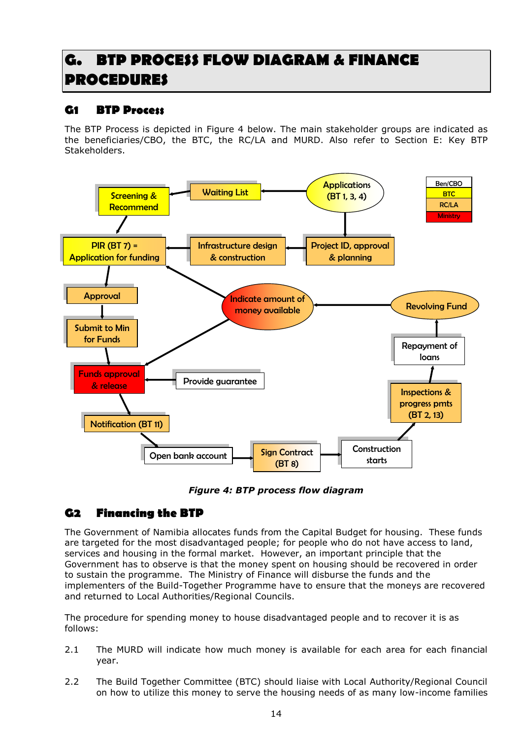# G. BTP PROCESS FLOW DIAGRAM & FINANCE PROCEDURES

## G1 BTP Process

The BTP Process is depicted in Figure 4 below. The main stakeholder groups are indicated as the beneficiaries/CBO, the BTC, the RC/LA and MURD. Also refer to Section E: Key BTP Stakeholders.

Ben/CBO
BTC
RC/LA
Ministry

Applications (BT 1, 3, 4)
Waiting List
Screening & Recommend
Project ID, approval & planning
Infrastructure design & construction
PIR (BT 7) = Application for funding
Approval
Submit to Min for Funds
Indicate amount of money available
Revolving Fund
Repayment of loans
Funds approval & release
Provide guarantee
Inspections & progress pmts (BT 2, 13)
Notification (BT 11)
Open bank account
Sign Contract (BT 8)
Construction starts

***Figure 4: BTP process flow diagram***

## G2 Financing the BTP

The Government of Namibia allocates funds from the Capital Budget for housing. These funds are targeted for the most disadvantaged people; for people who do not have access to land, services and housing in the formal market. However, an important principle that the Government has to observe is that the money spent on housing should be recovered in order to sustain the programme. The Ministry of Finance will disburse the funds and the implementers of the Build-Together Programme have to ensure that the moneys are recovered and returned to Local Authorities/Regional Councils.

The procedure for spending money to house disadvantaged people and to recover it is as follows:

2.1 The MURD will indicate how much money is available for each area for each financial year.

2.2 The Build Together Committee (BTC) should liaise with Local Authority/Regional Council on how to utilize this money to serve the housing needs of as many low-income families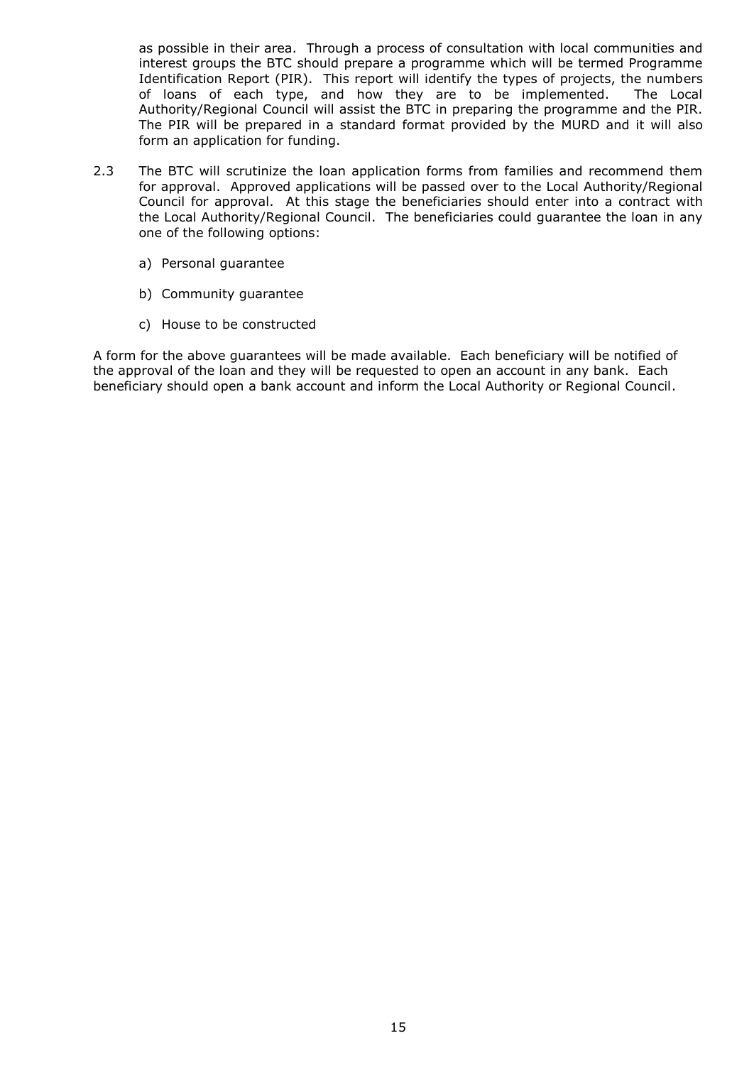as possible in their area. Through a process of consultation with local communities and interest groups the BTC should prepare a programme which will be termed Programme Identification Report (PIR). This report will identify the types of projects, the numbers of loans of each type, and how they are to be implemented. The Local Authority/Regional Council will assist the BTC in preparing the programme and the PIR. The PIR will be prepared in a standard format provided by the MURD and it will also form an application for funding.

2.3 The BTC will scrutinize the loan application forms from families and recommend them for approval. Approved applications will be passed over to the Local Authority/Regional Council for approval. At this stage the beneficiaries should enter into a contract with the Local Authority/Regional Council. The beneficiaries could guarantee the loan in any one of the following options:

a) Personal guarantee

b) Community guarantee

c) House to be constructed

A form for the above guarantees will be made available. Each beneficiary will be notified of the approval of the loan and they will be requested to open an account in any bank. Each beneficiary should open a bank account and inform the Local Authority or Regional Council.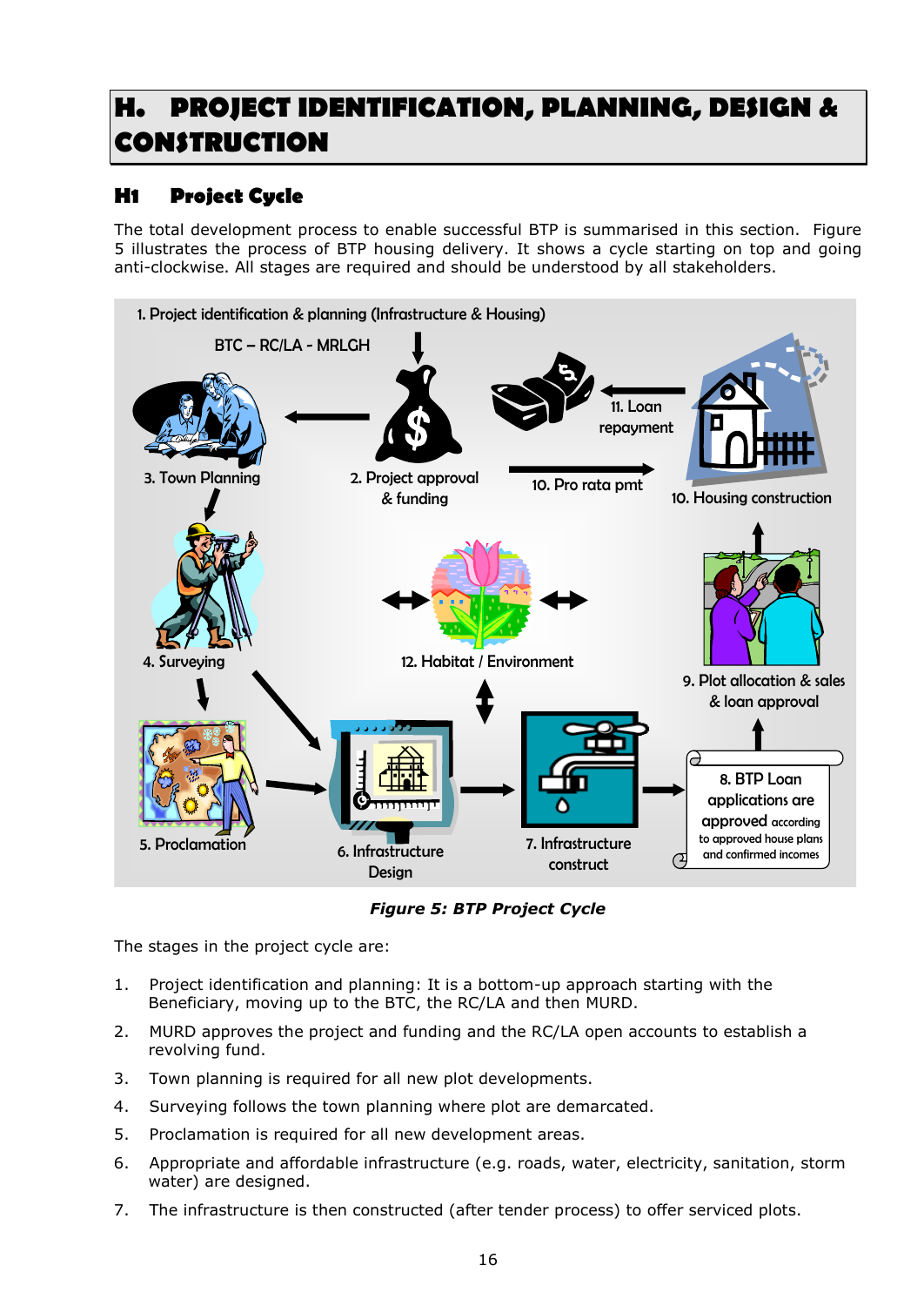# H. PROJECT IDENTIFICATION, PLANNING, DESIGN & CONSTRUCTION

## H1 Project Cycle

The total development process to enable successful BTP is summarised in this section. Figure 5 illustrates the process of BTP housing delivery. It shows a cycle starting on top and going anti-clockwise. All stages are required and should be understood by all stakeholders.

***Figure 5: BTP Project Cycle***

The stages in the project cycle are:

1. Project identification and planning: It is a bottom-up approach starting with the Beneficiary, moving up to the BTC, the RC/LA and then MURD.
2. MURD approves the project and funding and the RC/LA open accounts to establish a revolving fund.
3. Town planning is required for all new plot developments.
4. Surveying follows the town planning where plot are demarcated.
5. Proclamation is required for all new development areas.
6. Appropriate and affordable infrastructure (e.g. roads, water, electricity, sanitation, storm water) are designed.
7. The infrastructure is then constructed (after tender process) to offer serviced plots.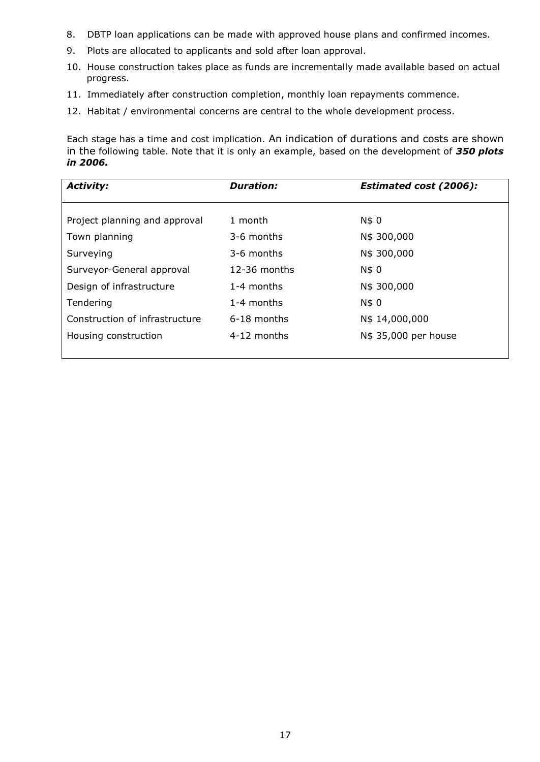8. DBTP loan applications can be made with approved house plans and confirmed incomes.
9. Plots are allocated to applicants and sold after loan approval.
10. House construction takes place as funds are incrementally made available based on actual progress.
11. Immediately after construction completion, monthly loan repayments commence.
12. Habitat / environmental concerns are central to the whole development process.

Each stage has a time and cost implication. An indication of durations and costs are shown in the following table. Note that it is only an example, based on the development of ***350 plots in 2006.***

| *Activity:* | *Duration:* | *Estimated cost (2006):* |
|---|---|---|
| Project planning and approval | 1 month | N$ 0 |
| Town planning | 3-6 months | N$ 300,000 |
| Surveying | 3-6 months | N$ 300,000 |
| Surveyor-General approval | 12-36 months | N$ 0 |
| Design of infrastructure | 1-4 months | N$ 300,000 |
| Tendering | 1-4 months | N$ 0 |
| Construction of infrastructure | 6-18 months | N$ 14,000,000 |
| Housing construction | 4-12 months | N$ 35,000 per house |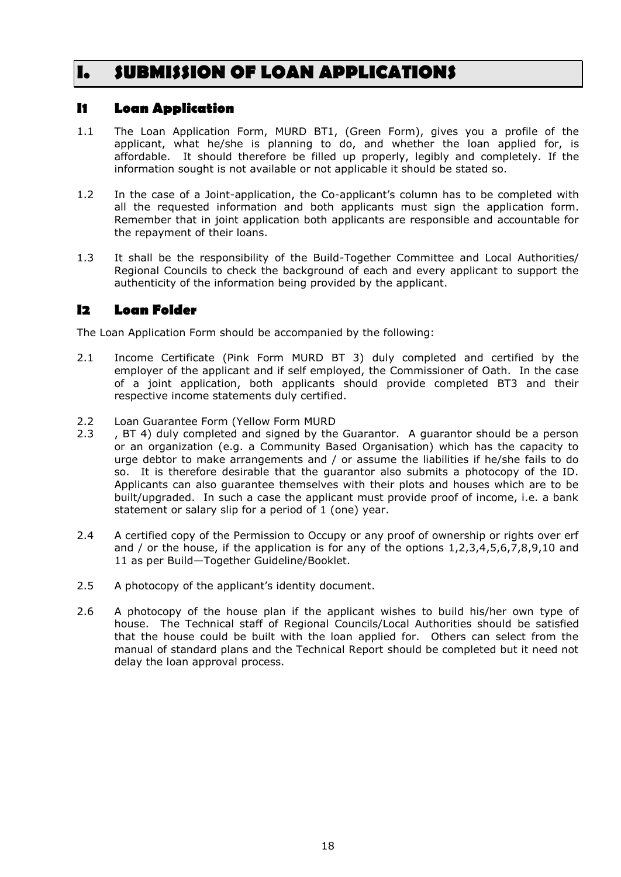# I. SUBMISSION OF LOAN APPLICATIONS

## I1 Loan Application

1.1 The Loan Application Form, MURD BT1, (Green Form), gives you a profile of the applicant, what he/she is planning to do, and whether the loan applied for, is affordable. It should therefore be filled up properly, legibly and completely. If the information sought is not available or not applicable it should be stated so.

1.2 In the case of a Joint-application, the Co-applicant's column has to be completed with all the requested information and both applicants must sign the application form. Remember that in joint application both applicants are responsible and accountable for the repayment of their loans.

1.3 It shall be the responsibility of the Build-Together Committee and Local Authorities/ Regional Councils to check the background of each and every applicant to support the authenticity of the information being provided by the applicant.

## I2 Loan Folder

The Loan Application Form should be accompanied by the following:

2.1 Income Certificate (Pink Form MURD BT 3) duly completed and certified by the employer of the applicant and if self employed, the Commissioner of Oath. In the case of a joint application, both applicants should provide completed BT3 and their respective income statements duly certified.

2.2 Loan Guarantee Form (Yellow Form MURD

2.3 , BT 4) duly completed and signed by the Guarantor. A guarantor should be a person or an organization (e.g. a Community Based Organisation) which has the capacity to urge debtor to make arrangements and / or assume the liabilities if he/she fails to do so. It is therefore desirable that the guarantor also submits a photocopy of the ID. Applicants can also guarantee themselves with their plots and houses which are to be built/upgraded. In such a case the applicant must provide proof of income, i.e. a bank statement or salary slip for a period of 1 (one) year.

2.4 A certified copy of the Permission to Occupy or any proof of ownership or rights over erf and / or the house, if the application is for any of the options 1,2,3,4,5,6,7,8,9,10 and 11 as per Build—Together Guideline/Booklet.

2.5 A photocopy of the applicant's identity document.

2.6 A photocopy of the house plan if the applicant wishes to build his/her own type of house. The Technical staff of Regional Councils/Local Authorities should be satisfied that the house could be built with the loan applied for. Others can select from the manual of standard plans and the Technical Report should be completed but it need not delay the loan approval process.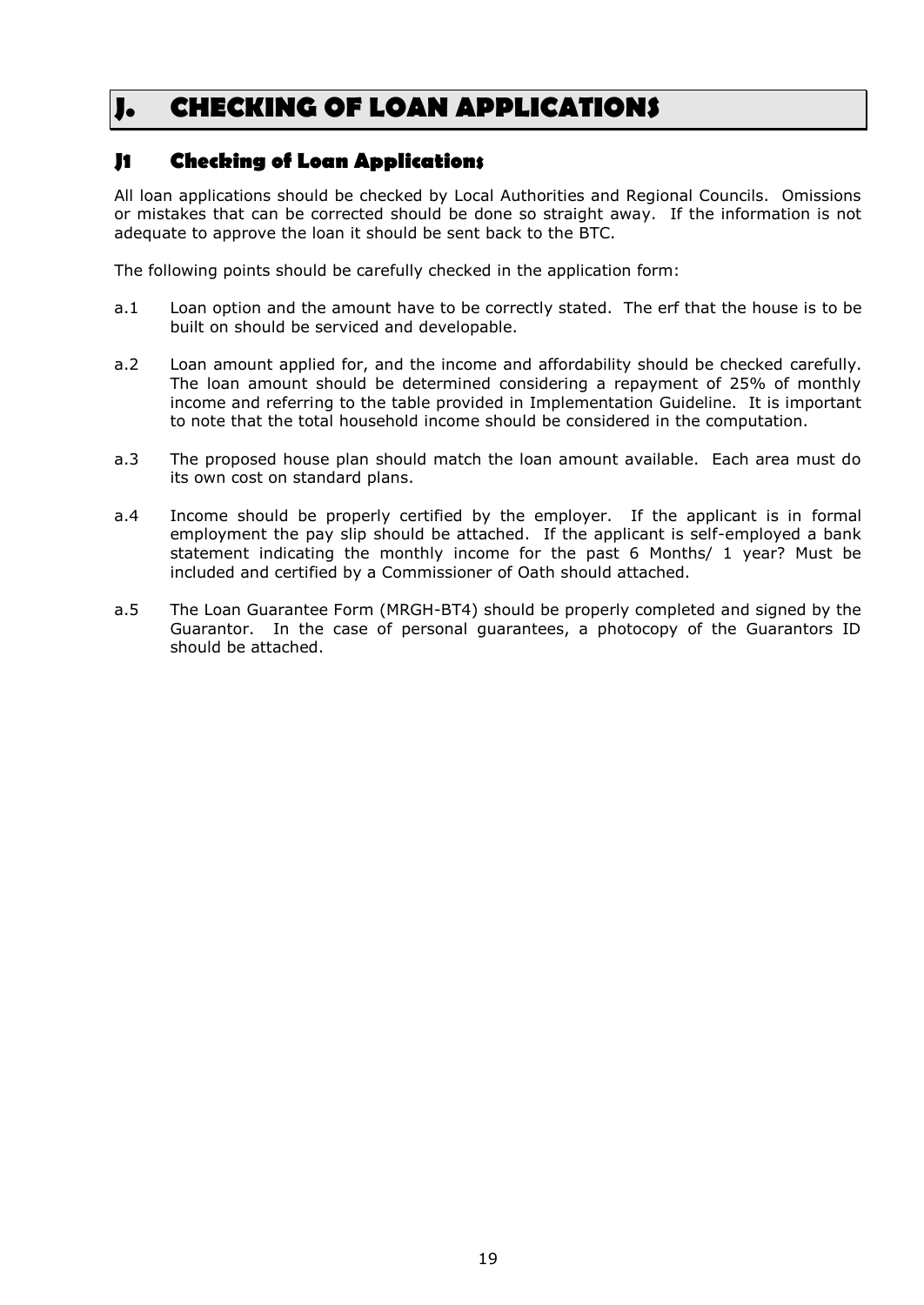# J. CHECKING OF LOAN APPLICATIONS

## J1 Checking of Loan Applications

All loan applications should be checked by Local Authorities and Regional Councils. Omissions or mistakes that can be corrected should be done so straight away. If the information is not adequate to approve the loan it should be sent back to the BTC.

The following points should be carefully checked in the application form:

a.1 Loan option and the amount have to be correctly stated. The erf that the house is to be built on should be serviced and developable.

a.2 Loan amount applied for, and the income and affordability should be checked carefully. The loan amount should be determined considering a repayment of 25% of monthly income and referring to the table provided in Implementation Guideline. It is important to note that the total household income should be considered in the computation.

a.3 The proposed house plan should match the loan amount available. Each area must do its own cost on standard plans.

a.4 Income should be properly certified by the employer. If the applicant is in formal employment the pay slip should be attached. If the applicant is self-employed a bank statement indicating the monthly income for the past 6 Months/ 1 year? Must be included and certified by a Commissioner of Oath should attached.

a.5 The Loan Guarantee Form (MRGH-BT4) should be properly completed and signed by the Guarantor. In the case of personal guarantees, a photocopy of the Guarantors ID should be attached.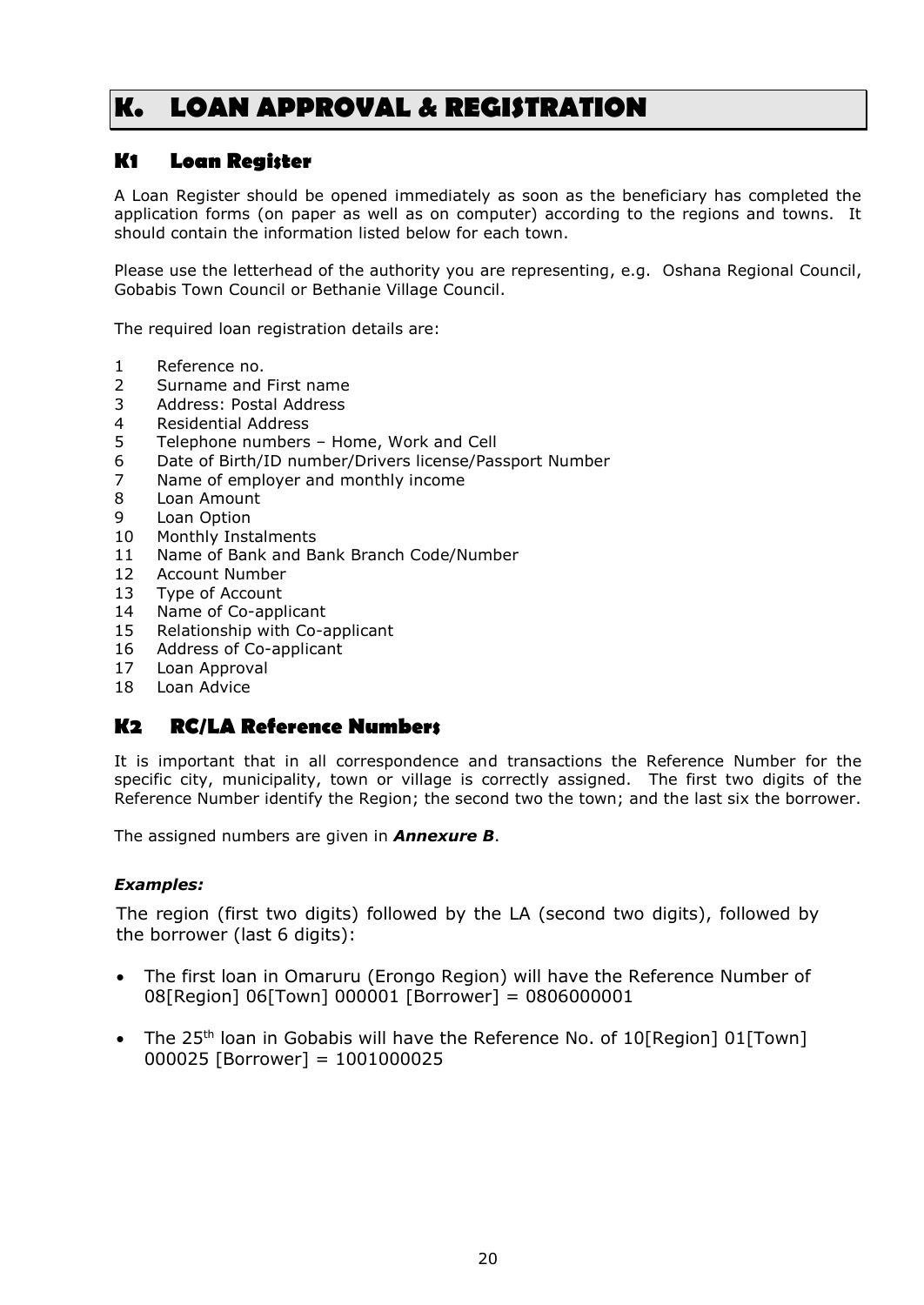# K. LOAN APPROVAL & REGISTRATION

## K1 Loan Register

A Loan Register should be opened immediately as soon as the beneficiary has completed the application forms (on paper as well as on computer) according to the regions and towns. It should contain the information listed below for each town.

Please use the letterhead of the authority you are representing, e.g. Oshana Regional Council, Gobabis Town Council or Bethanie Village Council.

The required loan registration details are:

1. Reference no.
2. Surname and First name
3. Address: Postal Address
4. Residential Address
5. Telephone numbers – Home, Work and Cell
6. Date of Birth/ID number/Drivers license/Passport Number
7. Name of employer and monthly income
8. Loan Amount
9. Loan Option
10. Monthly Instalments
11. Name of Bank and Bank Branch Code/Number
12. Account Number
13. Type of Account
14. Name of Co-applicant
15. Relationship with Co-applicant
16. Address of Co-applicant
17. Loan Approval
18. Loan Advice

## K2 RC/LA Reference Numbers

It is important that in all correspondence and transactions the Reference Number for the specific city, municipality, town or village is correctly assigned. The first two digits of the Reference Number identify the Region; the second two the town; and the last six the borrower.

The assigned numbers are given in ***Annexure B***.

***Examples:***

The region (first two digits) followed by the LA (second two digits), followed by the borrower (last 6 digits):

- The first loan in Omaruru (Erongo Region) will have the Reference Number of 08[Region] 06[Town] 000001 [Borrower] = 0806000001
- The 25th loan in Gobabis will have the Reference No. of 10[Region] 01[Town] 000025 [Borrower] = 1001000025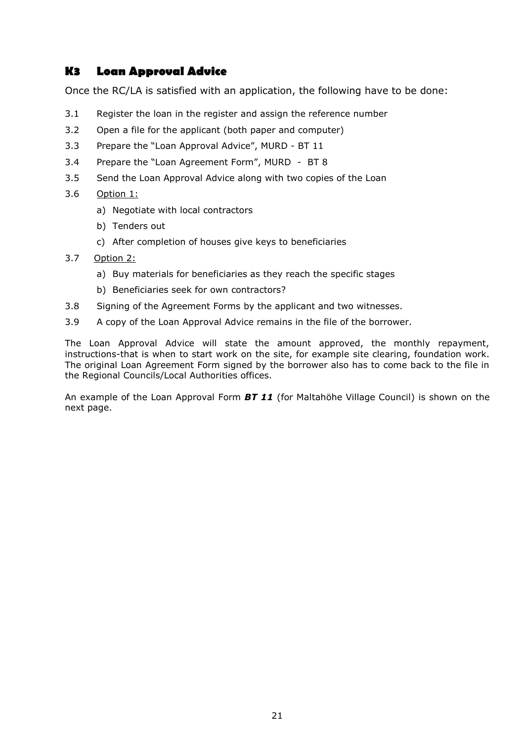## K3 Loan Approval Advice

Once the RC/LA is satisfied with an application, the following have to be done:

3.1 Register the loan in the register and assign the reference number

3.2 Open a file for the applicant (both paper and computer)

3.3 Prepare the "Loan Approval Advice", MURD - BT 11

3.4 Prepare the "Loan Agreement Form", MURD - BT 8

3.5 Send the Loan Approval Advice along with two copies of the Loan

3.6 Option 1:

a) Negotiate with local contractors

b) Tenders out

c) After completion of houses give keys to beneficiaries

3.7 Option 2:

a) Buy materials for beneficiaries as they reach the specific stages

b) Beneficiaries seek for own contractors?

3.8 Signing of the Agreement Forms by the applicant and two witnesses.

3.9 A copy of the Loan Approval Advice remains in the file of the borrower.

The Loan Approval Advice will state the amount approved, the monthly repayment, instructions-that is when to start work on the site, for example site clearing, foundation work. The original Loan Agreement Form signed by the borrower also has to come back to the file in the Regional Councils/Local Authorities offices.

An example of the Loan Approval Form ***BT 11*** (for Maltahöhe Village Council) is shown on the next page.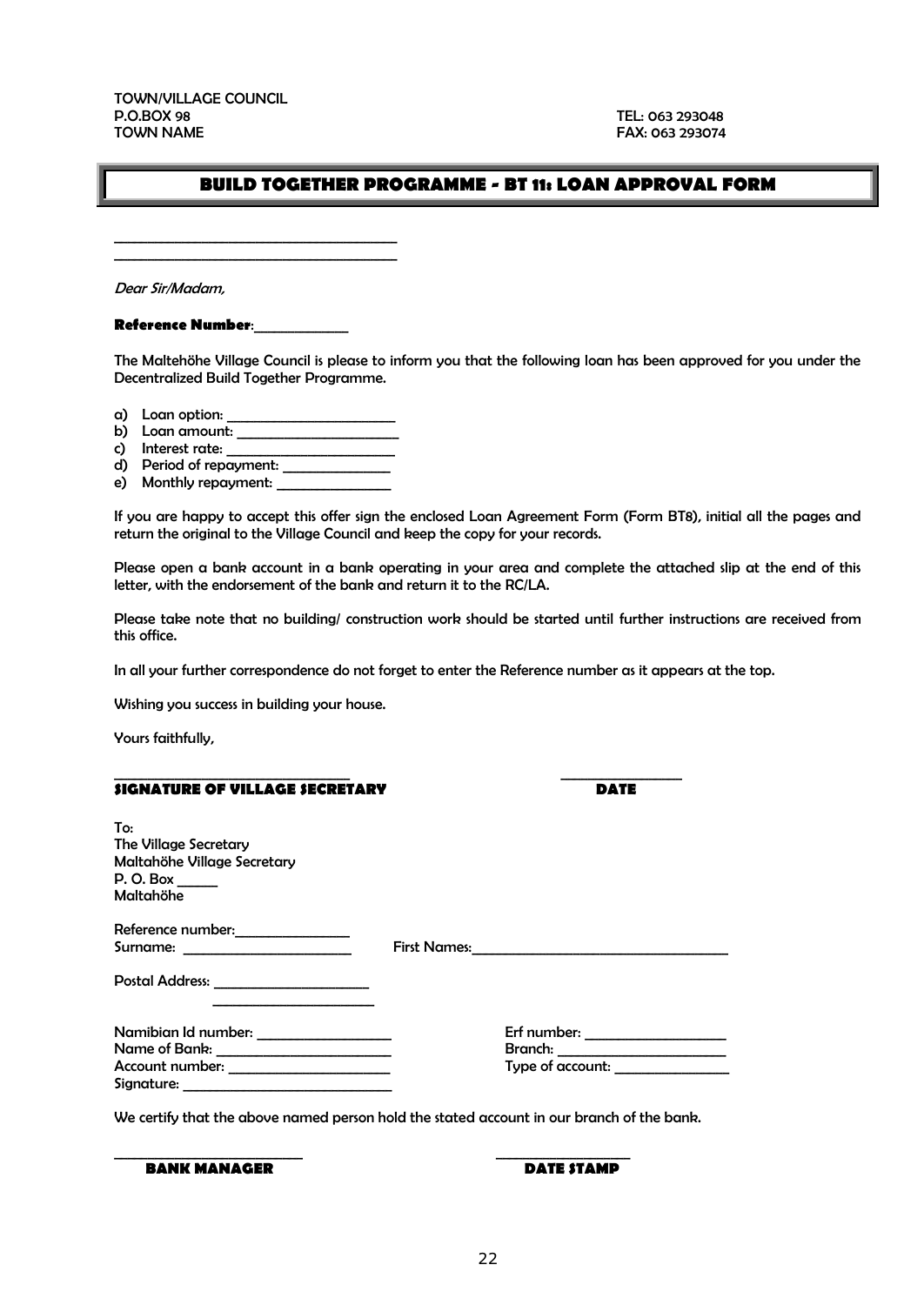TOWN/VILLAGE COUNCIL
P.O.BOX 98 TEL: 063 293048
TOWN NAME FAX: 063 293074

## BUILD TOGETHER PROGRAMME - BT 11: LOAN APPROVAL FORM

_______________________________________
_______________________________________

*Dear Sir/Madam,*

**Reference Number**:_____________

The Maltehöhe Village Council is please to inform you that the following loan has been approved for you under the Decentralized Build Together Programme.

a) Loan option: _______________________
b) Loan amount: _______________________
c) Interest rate: _______________________
d) Period of repayment: _______________
e) Monthly repayment: ________________

If you are happy to accept this offer sign the enclosed Loan Agreement Form (Form BT8), initial all the pages and return the original to the Village Council and keep the copy for your records.

Please open a bank account in a bank operating in your area and complete the attached slip at the end of this letter, with the endorsement of the bank and return it to the RC/LA.

Please take note that no building/ construction work should be started until further instructions are received from this office.

In all your further correspondence do not forget to enter the Reference number as it appears at the top.

Wishing you success in building your house.

Yours faithfully,

_________________________________ _________________
**SIGNATURE OF VILLAGE SECRETARY** **DATE**

To:
The Village Secretary
Maltahöhe Village Secretary
P. O. Box ______
Maltahöhe

Reference number:________________
Surname: ________________________ First Names:______________________________________

Postal Address: ______________________
______________________

Namibian Id number: ___________________ Erf number: ____________________
Name of Bank: ________________________ Branch: ________________________
Account number: ______________________ Type of account: ________________
Signature: _____________________________

We certify that the above named person hold the stated account in our branch of the bank.

___________________________ ___________________
**BANK MANAGER** **DATE STAMP**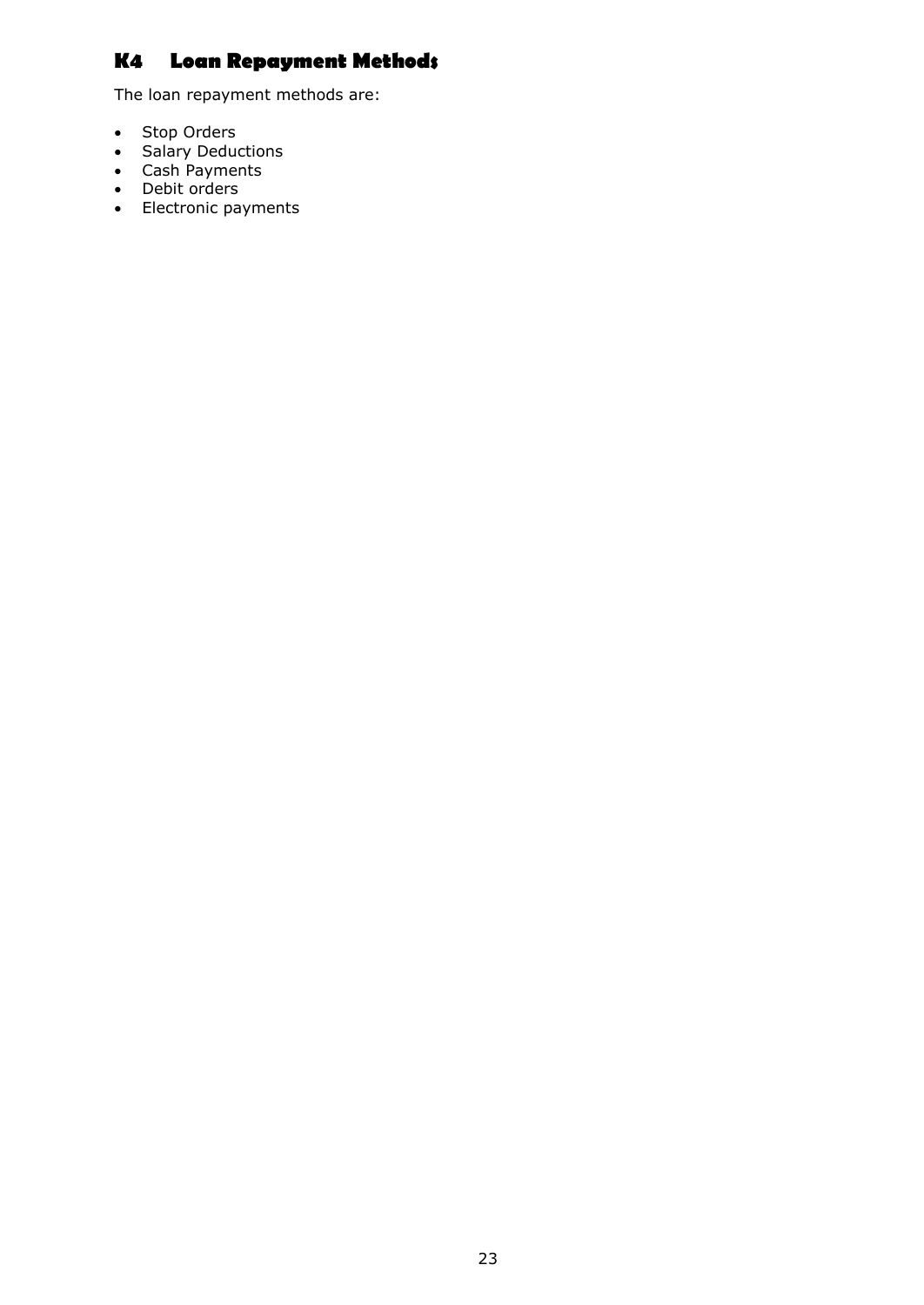## K4 Loan Repayment Methods

The loan repayment methods are:

- Stop Orders
- Salary Deductions
- Cash Payments
- Debit orders
- Electronic payments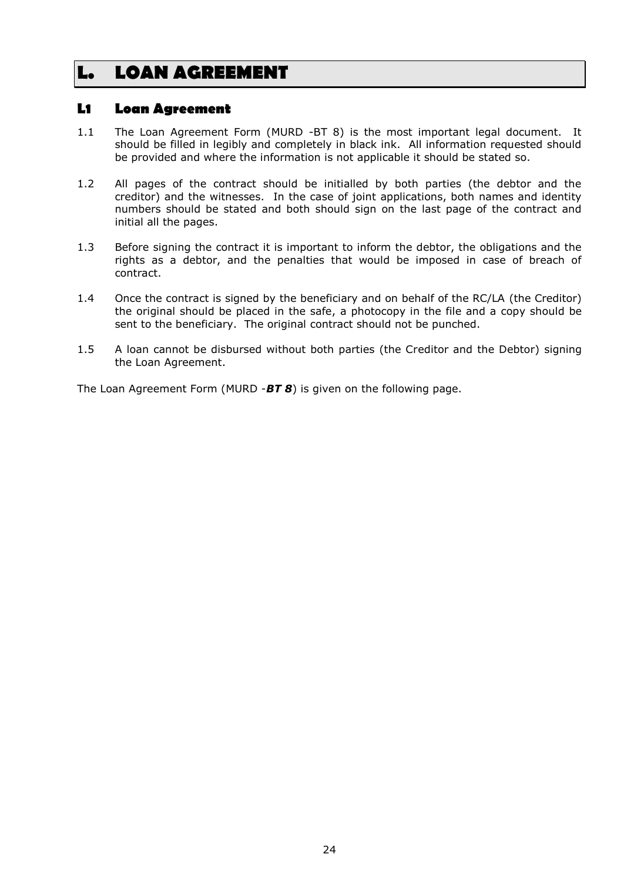# L. LOAN AGREEMENT

## L1 Loan Agreement

1.1 The Loan Agreement Form (MURD -BT 8) is the most important legal document. It should be filled in legibly and completely in black ink. All information requested should be provided and where the information is not applicable it should be stated so.

1.2 All pages of the contract should be initialled by both parties (the debtor and the creditor) and the witnesses. In the case of joint applications, both names and identity numbers should be stated and both should sign on the last page of the contract and initial all the pages.

1.3 Before signing the contract it is important to inform the debtor, the obligations and the rights as a debtor, and the penalties that would be imposed in case of breach of contract.

1.4 Once the contract is signed by the beneficiary and on behalf of the RC/LA (the Creditor) the original should be placed in the safe, a photocopy in the file and a copy should be sent to the beneficiary. The original contract should not be punched.

1.5 A loan cannot be disbursed without both parties (the Creditor and the Debtor) signing the Loan Agreement.

The Loan Agreement Form (MURD -***BT 8***) is given on the following page.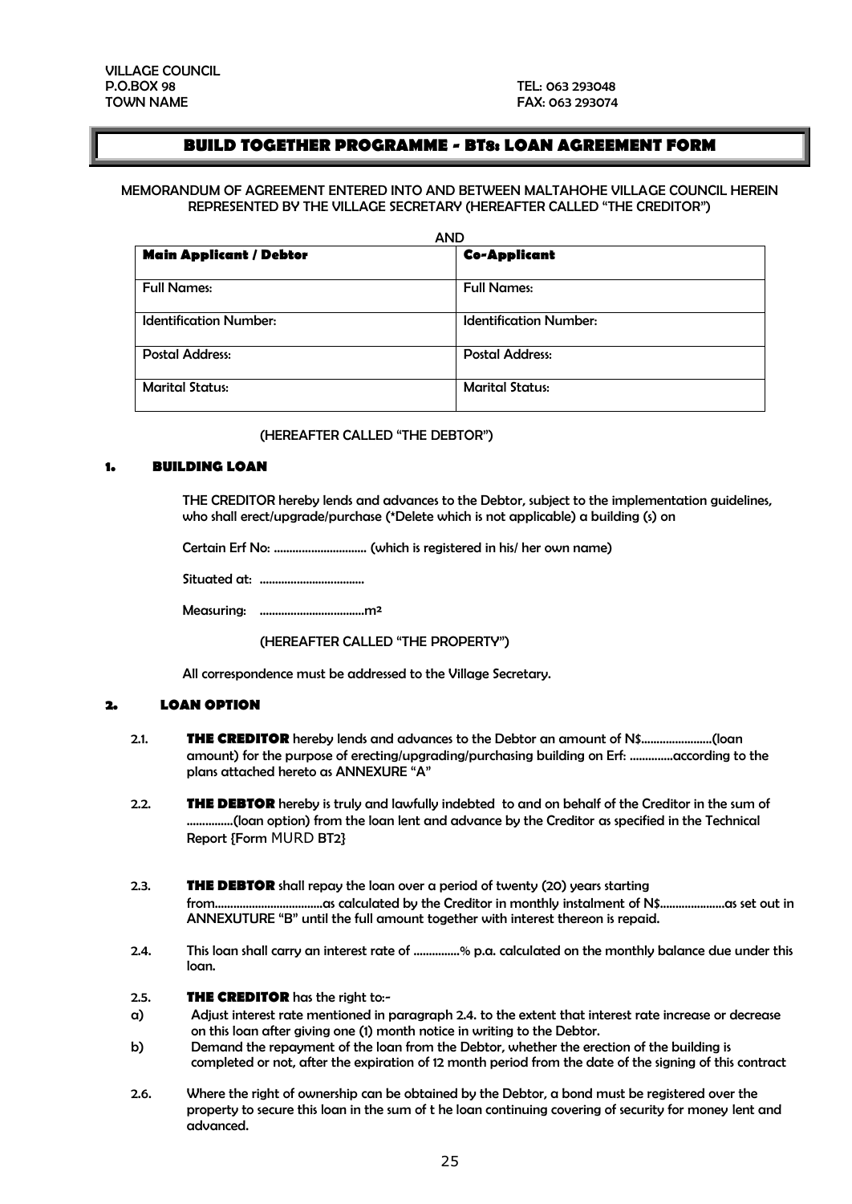VILLAGE COUNCIL
P.O.BOX 98
TOWN NAME

TEL: 063 293048
FAX: 063 293074

# BUILD TOGETHER PROGRAMME - BT8: LOAN AGREEMENT FORM

MEMORANDUM OF AGREEMENT ENTERED INTO AND BETWEEN MALTAHOHE VILLAGE COUNCIL HEREIN REPRESENTED BY THE VILLAGE SECRETARY (HEREAFTER CALLED "THE CREDITOR")

AND

| **Main Applicant / Debtor** | **Co-Applicant** |
|---|---|
| Full Names: | Full Names: |
| Identification Number: | Identification Number: |
| Postal Address: | Postal Address: |
| Marital Status: | Marital Status: |

(HEREAFTER CALLED "THE DEBTOR")

## 1. BUILDING LOAN

THE CREDITOR hereby lends and advances to the Debtor, subject to the implementation guidelines, who shall erect/upgrade/purchase (*Delete which is not applicable) a building (s) on

Certain Erf No: .............................. (which is registered in his/ her own name)

Situated at: ..................................

Measuring: ..................................m²

(HEREAFTER CALLED "THE PROPERTY")

All correspondence must be addressed to the Village Secretary.

## 2. LOAN OPTION

2.1. **THE CREDITOR** hereby lends and advances to the Debtor an amount of N$.......................(loan amount) for the purpose of erecting/upgrading/purchasing building on Erf: ..............according to the plans attached hereto as ANNEXURE "A"

2.2. **THE DEBTOR** hereby is truly and lawfully indebted to and on behalf of the Creditor in the sum of ...............(loan option) from the loan lent and advance by the Creditor as specified in the Technical Report {Form MURD BT2}

2.3. **THE DEBTOR** shall repay the loan over a period of twenty (20) years starting from...................................as calculated by the Creditor in monthly instalment of N$....................as set out in ANNEXUTURE "B" until the full amount together with interest thereon is repaid.

2.4. This loan shall carry an interest rate of ...............% p.a. calculated on the monthly balance due under this loan.

2.5. **THE CREDITOR** has the right to:-

a) Adjust interest rate mentioned in paragraph 2.4. to the extent that interest rate increase or decrease on this loan after giving one (1) month notice in writing to the Debtor.

b) Demand the repayment of the loan from the Debtor, whether the erection of the building is completed or not, after the expiration of 12 month period from the date of the signing of this contract

2.6. Where the right of ownership can be obtained by the Debtor, a bond must be registered over the property to secure this loan in the sum of t he loan continuing covering of security for money lent and advanced.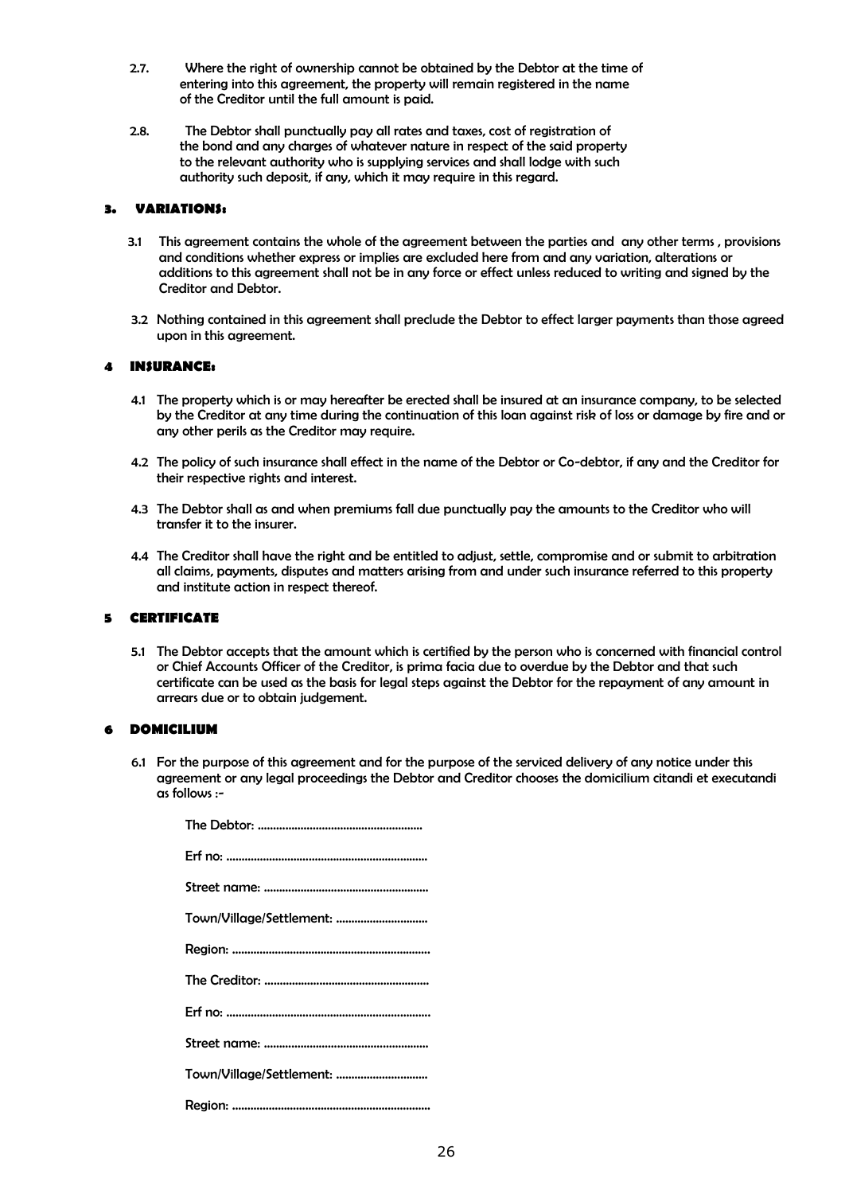2.7. Where the right of ownership cannot be obtained by the Debtor at the time of entering into this agreement, the property will remain registered in the name of the Creditor until the full amount is paid.

2.8. The Debtor shall punctually pay all rates and taxes, cost of registration of the bond and any charges of whatever nature in respect of the said property to the relevant authority who is supplying services and shall lodge with such authority such deposit, if any, which it may require in this regard.

### 3. VARIATIONS:

3.1 This agreement contains the whole of the agreement between the parties and any other terms , provisions and conditions whether express or implies are excluded here from and any variation, alterations or additions to this agreement shall not be in any force or effect unless reduced to writing and signed by the Creditor and Debtor.

3.2 Nothing contained in this agreement shall preclude the Debtor to effect larger payments than those agreed upon in this agreement.

### 4 INSURANCE:

4.1 The property which is or may hereafter be erected shall be insured at an insurance company, to be selected by the Creditor at any time during the continuation of this loan against risk of loss or damage by fire and or any other perils as the Creditor may require.

4.2 The policy of such insurance shall effect in the name of the Debtor or Co-debtor, if any and the Creditor for their respective rights and interest.

4.3 The Debtor shall as and when premiums fall due punctually pay the amounts to the Creditor who will transfer it to the insurer.

4.4 The Creditor shall have the right and be entitled to adjust, settle, compromise and or submit to arbitration all claims, payments, disputes and matters arising from and under such insurance referred to this property and institute action in respect thereof.

### 5 CERTIFICATE

5.1 The Debtor accepts that the amount which is certified by the person who is concerned with financial control or Chief Accounts Officer of the Creditor, is prima facia due to overdue by the Debtor and that such certificate can be used as the basis for legal steps against the Debtor for the repayment of any amount in arrears due or to obtain judgement.

### 6 DOMICILIUM

6.1 For the purpose of this agreement and for the purpose of the serviced delivery of any notice under this agreement or any legal proceedings the Debtor and Creditor chooses the domicilium citandi et executandi as follows :-

The Debtor: ......................................................

Erf no: ..................................................................

Street name: ......................................................

Town/Village/Settlement: ..............................

Region: .................................................................

The Creditor: ......................................................

Erf no: ..................................................................

Street name: ......................................................

Town/Village/Settlement: ..............................

Region: .................................................................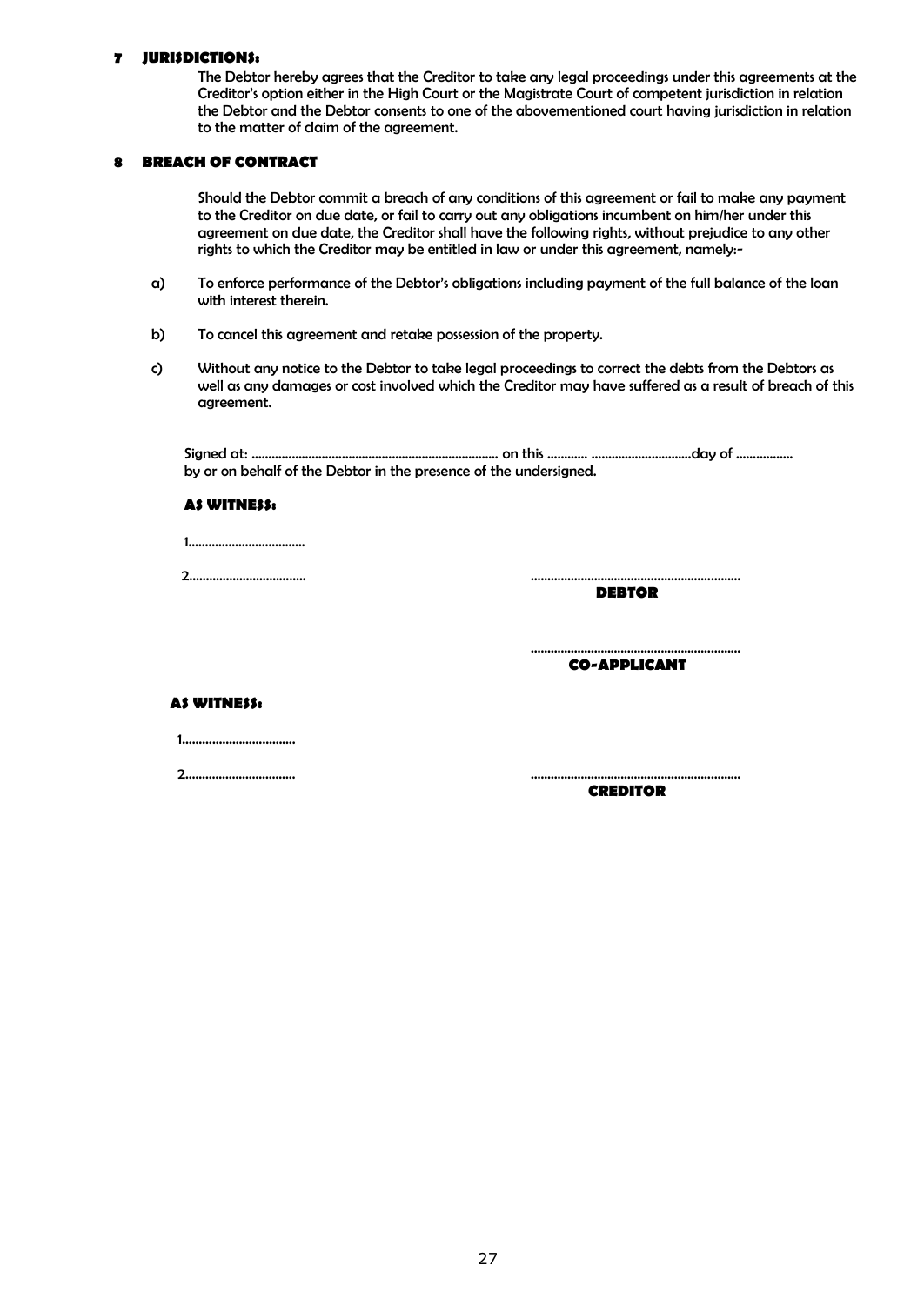## 7 JURISDICTIONS:

The Debtor hereby agrees that the Creditor to take any legal proceedings under this agreements at the Creditor's option either in the High Court or the Magistrate Court of competent jurisdiction in relation the Debtor and the Debtor consents to one of the abovementioned court having jurisdiction in relation to the matter of claim of the agreement.

## 8 BREACH OF CONTRACT

Should the Debtor commit a breach of any conditions of this agreement or fail to make any payment to the Creditor on due date, or fail to carry out any obligations incumbent on him/her under this agreement on due date, the Creditor shall have the following rights, without prejudice to any other rights to which the Creditor may be entitled in law or under this agreement, namely:-

a) To enforce performance of the Debtor's obligations including payment of the full balance of the loan with interest therein.

b) To cancel this agreement and retake possession of the property.

c) Without any notice to the Debtor to take legal proceedings to correct the debts from the Debtors as well as any damages or cost involved which the Creditor may have suffered as a result of breach of this agreement.

Signed at: ........................................................................... on this ............ ..............................day of .................
by or on behalf of the Debtor in the presence of the undersigned.

**AS WITNESS:**

1...................................

2...................................

...............................................................
**DEBTOR**

...............................................................
**CO-APPLICANT**

**AS WITNESS:**

1.................................

2.................................

...............................................................
**CREDITOR**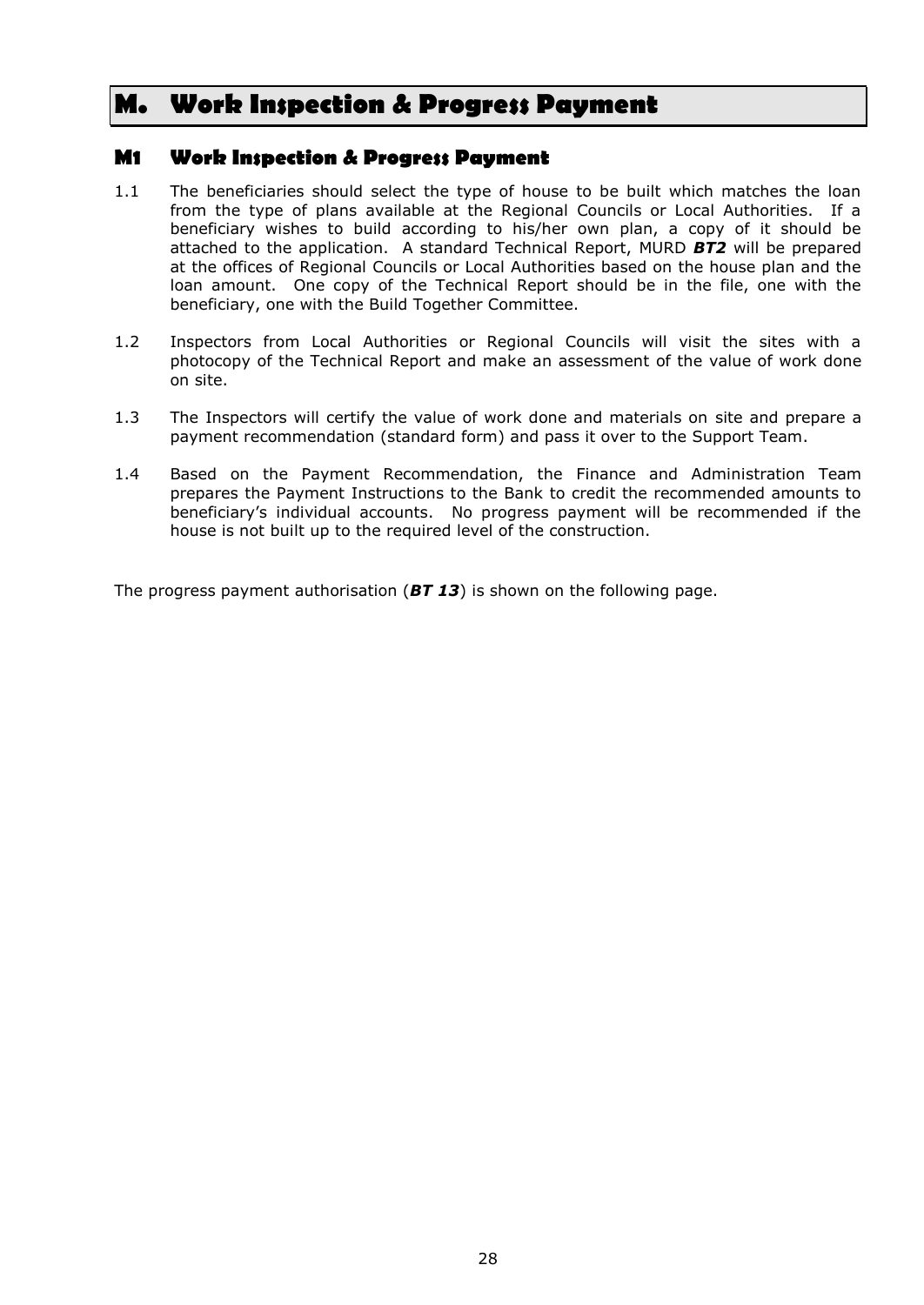# M. Work Inspection & Progress Payment

## M1 Work Inspection & Progress Payment

1.1 The beneficiaries should select the type of house to be built which matches the loan from the type of plans available at the Regional Councils or Local Authorities. If a beneficiary wishes to build according to his/her own plan, a copy of it should be attached to the application. A standard Technical Report, MURD ***BT2*** will be prepared at the offices of Regional Councils or Local Authorities based on the house plan and the loan amount. One copy of the Technical Report should be in the file, one with the beneficiary, one with the Build Together Committee.

1.2 Inspectors from Local Authorities or Regional Councils will visit the sites with a photocopy of the Technical Report and make an assessment of the value of work done on site.

1.3 The Inspectors will certify the value of work done and materials on site and prepare a payment recommendation (standard form) and pass it over to the Support Team.

1.4 Based on the Payment Recommendation, the Finance and Administration Team prepares the Payment Instructions to the Bank to credit the recommended amounts to beneficiary's individual accounts. No progress payment will be recommended if the house is not built up to the required level of the construction.

The progress payment authorisation (***BT 13***) is shown on the following page.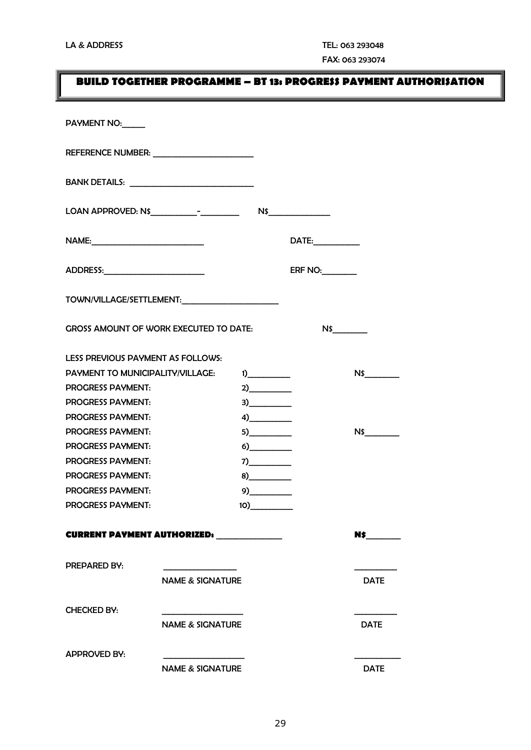LA & ADDRESS

TEL: 063 293048
FAX: 063 293074

## BUILD TOGETHER PROGRAMME – BT 13: PROGRESS PAYMENT AUTHORISATION

PAYMENT NO:_____

REFERENCE NUMBER: _______________________

BANK DETAILS: ____________________________

LOAN APPROVED: N$___________-_________ N$______________

NAME:__________________________ DATE:___________

ADDRESS:_______________________ ERF NO:________

TOWN/VILLAGE/SETTLEMENT:______________________

GROSS AMOUNT OF WORK EXECUTED TO DATE: N$________

LESS PREVIOUS PAYMENT AS FOLLOWS:

| | | |
|---|---|---|
| PAYMENT TO MUNICIPALITY/VILLAGE: | 1)__________ | N$________ |
| PROGRESS PAYMENT: | 2)__________ | |
| PROGRESS PAYMENT: | 3)__________ | |
| PROGRESS PAYMENT: | 4)__________ | |
| PROGRESS PAYMENT: | 5)__________ | N$________ |
| PROGRESS PAYMENT: | 6)__________ | |
| PROGRESS PAYMENT: | 7)__________ | |
| PROGRESS PAYMENT: | 8)__________ | |
| PROGRESS PAYMENT: | 9)__________ | |
| PROGRESS PAYMENT: | 10)__________ | |

**CURRENT PAYMENT AUTHORIZED: _______________ N$________**

| | | |
|---|---|---|
| PREPARED BY: | _________________<br>NAME & SIGNATURE | __________<br>DATE |
| CHECKED BY: | ___________________<br>NAME & SIGNATURE | __________<br>DATE |
| APPROVED BY: | ___________________<br>NAME & SIGNATURE | ___________<br>DATE |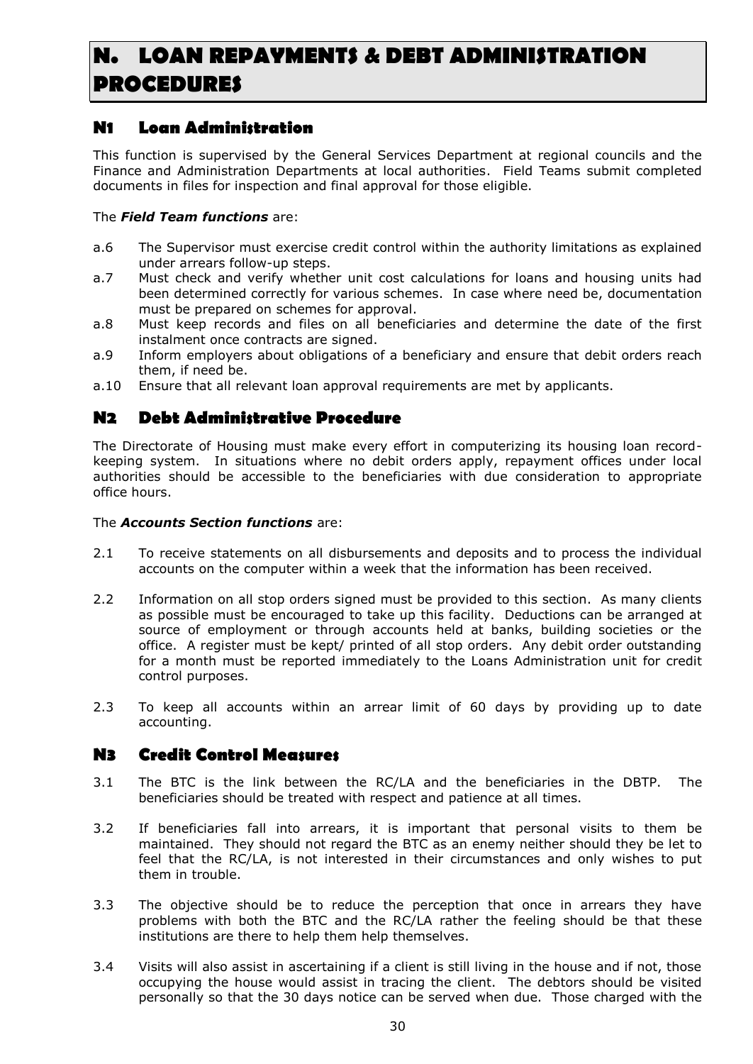# N. LOAN REPAYMENTS & DEBT ADMINISTRATION PROCEDURES

## N1 Loan Administration

This function is supervised by the General Services Department at regional councils and the Finance and Administration Departments at local authorities. Field Teams submit completed documents in files for inspection and final approval for those eligible.

The ***Field Team functions*** are:

- a.6 The Supervisor must exercise credit control within the authority limitations as explained under arrears follow-up steps.
- a.7 Must check and verify whether unit cost calculations for loans and housing units had been determined correctly for various schemes. In case where need be, documentation must be prepared on schemes for approval.
- a.8 Must keep records and files on all beneficiaries and determine the date of the first instalment once contracts are signed.
- a.9 Inform employers about obligations of a beneficiary and ensure that debit orders reach them, if need be.
- a.10 Ensure that all relevant loan approval requirements are met by applicants.

## N2 Debt Administrative Procedure

The Directorate of Housing must make every effort in computerizing its housing loan record-keeping system. In situations where no debit orders apply, repayment offices under local authorities should be accessible to the beneficiaries with due consideration to appropriate office hours.

The ***Accounts Section functions*** are:

2.1 To receive statements on all disbursements and deposits and to process the individual accounts on the computer within a week that the information has been received.

2.2 Information on all stop orders signed must be provided to this section. As many clients as possible must be encouraged to take up this facility. Deductions can be arranged at source of employment or through accounts held at banks, building societies or the office. A register must be kept/ printed of all stop orders. Any debit order outstanding for a month must be reported immediately to the Loans Administration unit for credit control purposes.

2.3 To keep all accounts within an arrear limit of 60 days by providing up to date accounting.

## N3 Credit Control Measures

3.1 The BTC is the link between the RC/LA and the beneficiaries in the DBTP. The beneficiaries should be treated with respect and patience at all times.

3.2 If beneficiaries fall into arrears, it is important that personal visits to them be maintained. They should not regard the BTC as an enemy neither should they be let to feel that the RC/LA, is not interested in their circumstances and only wishes to put them in trouble.

3.3 The objective should be to reduce the perception that once in arrears they have problems with both the BTC and the RC/LA rather the feeling should be that these institutions are there to help them help themselves.

3.4 Visits will also assist in ascertaining if a client is still living in the house and if not, those occupying the house would assist in tracing the client. The debtors should be visited personally so that the 30 days notice can be served when due. Those charged with the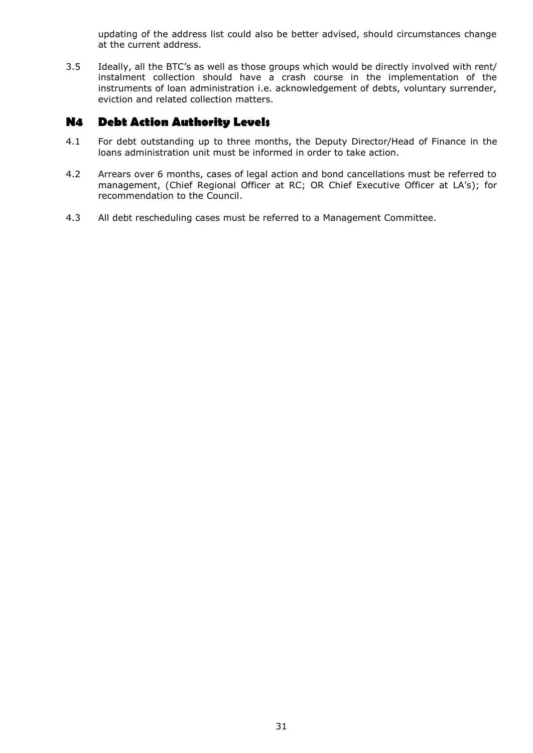updating of the address list could also be better advised, should circumstances change at the current address.

3.5 Ideally, all the BTC's as well as those groups which would be directly involved with rent/ instalment collection should have a crash course in the implementation of the instruments of loan administration i.e. acknowledgement of debts, voluntary surrender, eviction and related collection matters.

## N4 Debt Action Authority Levels

4.1 For debt outstanding up to three months, the Deputy Director/Head of Finance in the loans administration unit must be informed in order to take action.

4.2 Arrears over 6 months, cases of legal action and bond cancellations must be referred to management, (Chief Regional Officer at RC; OR Chief Executive Officer at LA's); for recommendation to the Council.

4.3 All debt rescheduling cases must be referred to a Management Committee.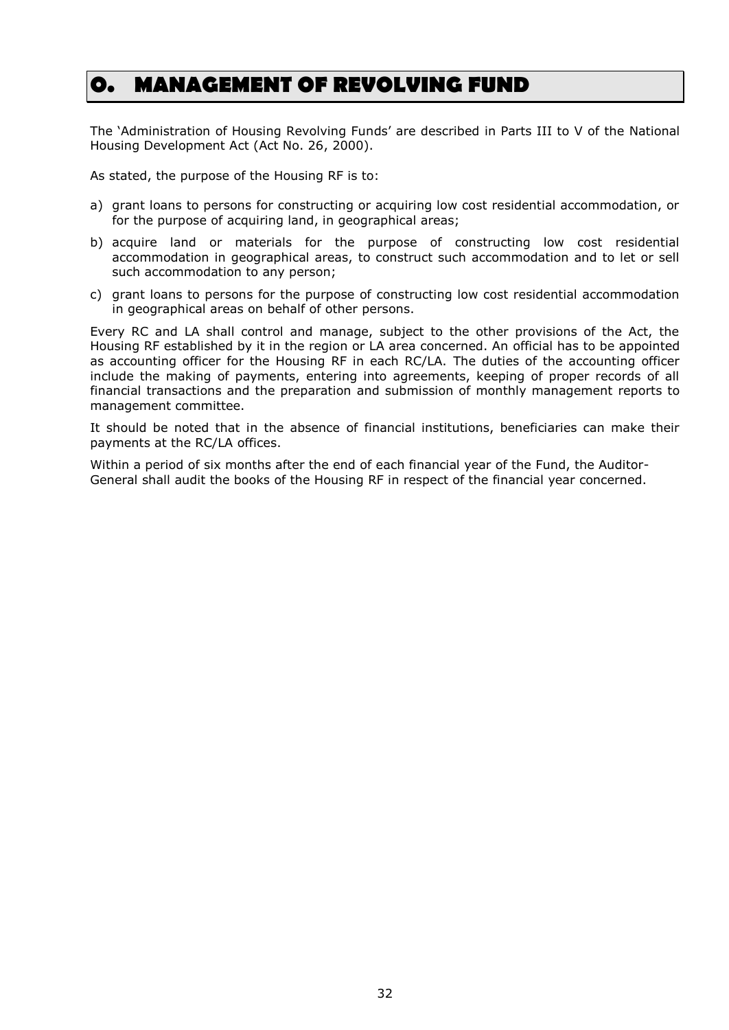# O. MANAGEMENT OF REVOLVING FUND

The 'Administration of Housing Revolving Funds' are described in Parts III to V of the National Housing Development Act (Act No. 26, 2000).

As stated, the purpose of the Housing RF is to:

a) grant loans to persons for constructing or acquiring low cost residential accommodation, or for the purpose of acquiring land, in geographical areas;

b) acquire land or materials for the purpose of constructing low cost residential accommodation in geographical areas, to construct such accommodation and to let or sell such accommodation to any person;

c) grant loans to persons for the purpose of constructing low cost residential accommodation in geographical areas on behalf of other persons.

Every RC and LA shall control and manage, subject to the other provisions of the Act, the Housing RF established by it in the region or LA area concerned. An official has to be appointed as accounting officer for the Housing RF in each RC/LA. The duties of the accounting officer include the making of payments, entering into agreements, keeping of proper records of all financial transactions and the preparation and submission of monthly management reports to management committee.

It should be noted that in the absence of financial institutions, beneficiaries can make their payments at the RC/LA offices.

Within a period of six months after the end of each financial year of the Fund, the Auditor-General shall audit the books of the Housing RF in respect of the financial year concerned.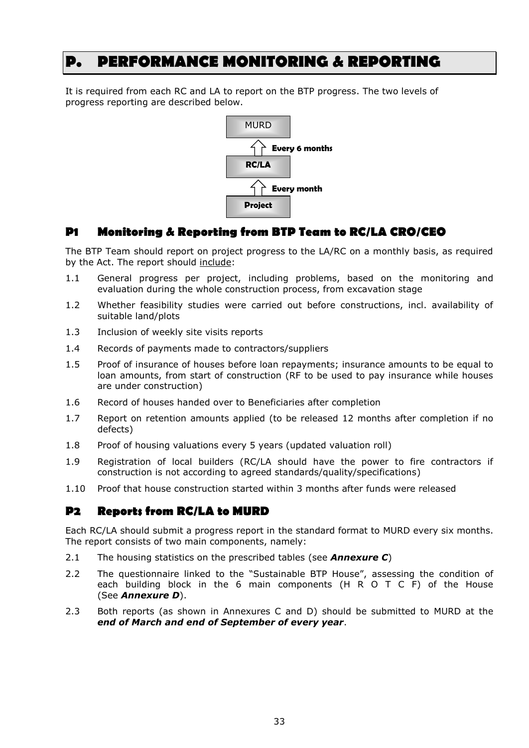# P. PERFORMANCE MONITORING & REPORTING

It is required from each RC and LA to report on the BTP progress. The two levels of progress reporting are described below.

MURD

Every 6 months

RC/LA

Every month

Project

## P1 Monitoring & Reporting from BTP Team to RC/LA CRO/CEO

The BTP Team should report on project progress to the LA/RC on a monthly basis, as required by the Act. The report should include:

1.1 General progress per project, including problems, based on the monitoring and evaluation during the whole construction process, from excavation stage

1.2 Whether feasibility studies were carried out before constructions, incl. availability of suitable land/plots

1.3 Inclusion of weekly site visits reports

1.4 Records of payments made to contractors/suppliers

1.5 Proof of insurance of houses before loan repayments; insurance amounts to be equal to loan amounts, from start of construction (RF to be used to pay insurance while houses are under construction)

1.6 Record of houses handed over to Beneficiaries after completion

1.7 Report on retention amounts applied (to be released 12 months after completion if no defects)

1.8 Proof of housing valuations every 5 years (updated valuation roll)

1.9 Registration of local builders (RC/LA should have the power to fire contractors if construction is not according to agreed standards/quality/specifications)

1.10 Proof that house construction started within 3 months after funds were released

## P2 Reports from RC/LA to MURD

Each RC/LA should submit a progress report in the standard format to MURD every six months. The report consists of two main components, namely:

2.1 The housing statistics on the prescribed tables (see ***Annexure C***)

2.2 The questionnaire linked to the "Sustainable BTP House", assessing the condition of each building block in the 6 main components (H R O T C F) of the House (See ***Annexure D***).

2.3 Both reports (as shown in Annexures C and D) should be submitted to MURD at the ***end of March and end of September of every year***.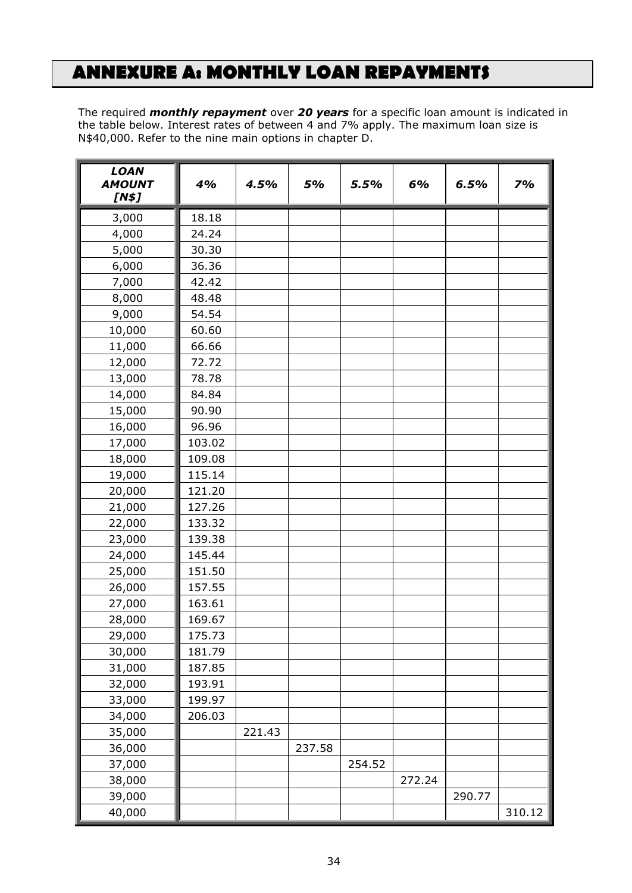# ANNEXURE A: MONTHLY LOAN REPAYMENTS

The required ***monthly repayment*** over ***20 years*** for a specific loan amount is indicated in the table below. Interest rates of between 4 and 7% apply. The maximum loan size is N$40,000. Refer to the nine main options in chapter D.

| ***LOAN AMOUNT [N$]*** | ***4%*** | ***4.5%*** | ***5%*** | ***5.5%*** | ***6%*** | ***6.5%*** | ***7%*** |
|---|---|---|---|---|---|---|---|
| 3,000 | 18.18 | | | | | | |
| 4,000 | 24.24 | | | | | | |
| 5,000 | 30.30 | | | | | | |
| 6,000 | 36.36 | | | | | | |
| 7,000 | 42.42 | | | | | | |
| 8,000 | 48.48 | | | | | | |
| 9,000 | 54.54 | | | | | | |
| 10,000 | 60.60 | | | | | | |
| 11,000 | 66.66 | | | | | | |
| 12,000 | 72.72 | | | | | | |
| 13,000 | 78.78 | | | | | | |
| 14,000 | 84.84 | | | | | | |
| 15,000 | 90.90 | | | | | | |
| 16,000 | 96.96 | | | | | | |
| 17,000 | 103.02 | | | | | | |
| 18,000 | 109.08 | | | | | | |
| 19,000 | 115.14 | | | | | | |
| 20,000 | 121.20 | | | | | | |
| 21,000 | 127.26 | | | | | | |
| 22,000 | 133.32 | | | | | | |
| 23,000 | 139.38 | | | | | | |
| 24,000 | 145.44 | | | | | | |
| 25,000 | 151.50 | | | | | | |
| 26,000 | 157.55 | | | | | | |
| 27,000 | 163.61 | | | | | | |
| 28,000 | 169.67 | | | | | | |
| 29,000 | 175.73 | | | | | | |
| 30,000 | 181.79 | | | | | | |
| 31,000 | 187.85 | | | | | | |
| 32,000 | 193.91 | | | | | | |
| 33,000 | 199.97 | | | | | | |
| 34,000 | 206.03 | | | | | | |
| 35,000 | | 221.43 | | | | | |
| 36,000 | | | 237.58 | | | | |
| 37,000 | | | | 254.52 | | | |
| 38,000 | | | | | 272.24 | | |
| 39,000 | | | | | | 290.77 | |
| 40,000 | | | | | | | 310.12 |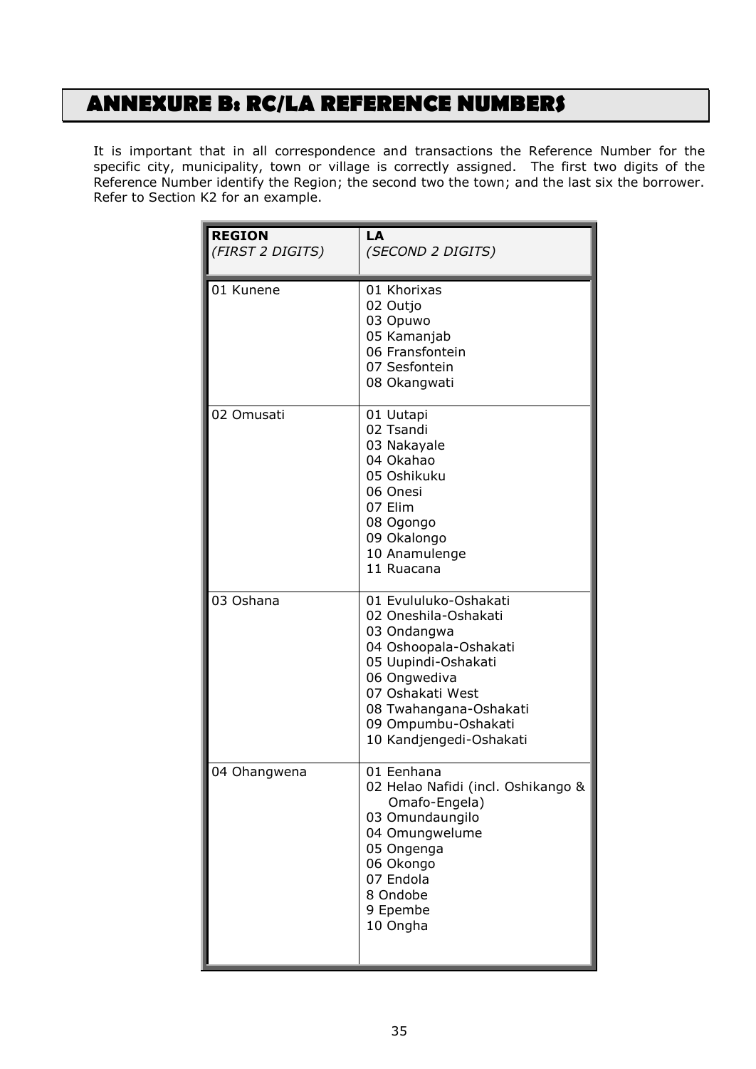# ANNEXURE B: RC/LA REFERENCE NUMBERS

It is important that in all correspondence and transactions the Reference Number for the specific city, municipality, town or village is correctly assigned. The first two digits of the Reference Number identify the Region; the second two the town; and the last six the borrower. Refer to Section K2 for an example.

| **REGION** *(FIRST 2 DIGITS)* | **LA** *(SECOND 2 DIGITS)* |
|---|---|
| 01 Kunene | 01 Khorixas<br>02 Outjo<br>03 Opuwo<br>05 Kamanjab<br>06 Fransfontein<br>07 Sesfontein<br>08 Okangwati |
| 02 Omusati | 01 Uutapi<br>02 Tsandi<br>03 Nakayale<br>04 Okahao<br>05 Oshikuku<br>06 Onesi<br>07 Elim<br>08 Ogongo<br>09 Okalongo<br>10 Anamulenge<br>11 Ruacana |
| 03 Oshana | 01 Evululuko-Oshakati<br>02 Oneshila-Oshakati<br>03 Ondangwa<br>04 Oshoopala-Oshakati<br>05 Uupindi-Oshakati<br>06 Ongwediva<br>07 Oshakati West<br>08 Twahangana-Oshakati<br>09 Ompumbu-Oshakati<br>10 Kandjengedi-Oshakati |
| 04 Ohangwena | 01 Eenhana<br>02 Helao Nafidi (incl. Oshikango & Omafo-Engela)<br>03 Omundaungilo<br>04 Omungwelume<br>05 Ongenga<br>06 Okongo<br>07 Endola<br>8 Ondobe<br>9 Epembe<br>10 Ongha |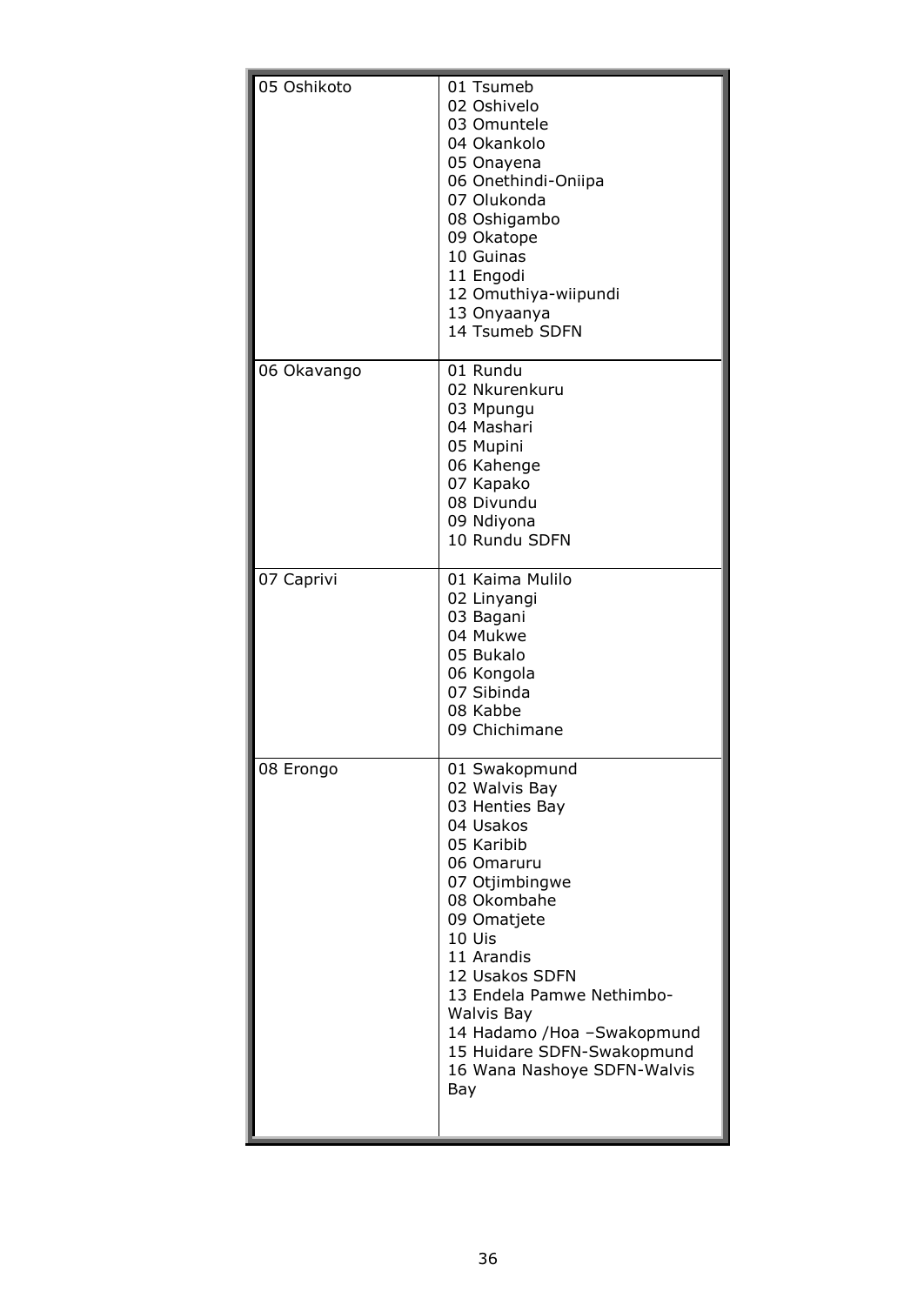| | |
|---|---|
| 05 Oshikoto | 01 Tsumeb<br>02 Oshivelo<br>03 Omuntele<br>04 Okankolo<br>05 Onayena<br>06 Onethindi-Oniipa<br>07 Olukonda<br>08 Oshigambo<br>09 Okatope<br>10 Guinas<br>11 Engodi<br>12 Omuthiya-wiipundi<br>13 Onyaanya<br>14 Tsumeb SDFN |
| 06 Okavango | 01 Rundu<br>02 Nkurenkuru<br>03 Mpungu<br>04 Mashari<br>05 Mupini<br>06 Kahenge<br>07 Kapako<br>08 Divundu<br>09 Ndiyona<br>10 Rundu SDFN |
| 07 Caprivi | 01 Kaima Mulilo<br>02 Linyangi<br>03 Bagani<br>04 Mukwe<br>05 Bukalo<br>06 Kongola<br>07 Sibinda<br>08 Kabbe<br>09 Chichimane |
| 08 Erongo | 01 Swakopmund<br>02 Walvis Bay<br>03 Henties Bay<br>04 Usakos<br>05 Karibib<br>06 Omaruru<br>07 Otjimbingwe<br>08 Okombahe<br>09 Omatjete<br>10 Uis<br>11 Arandis<br>12 Usakos SDFN<br>13 Endela Pamwe Nethimbo-Walvis Bay<br>14 Hadamo /Hoa –Swakopmund<br>15 Huidare SDFN-Swakopmund<br>16 Wana Nashoye SDFN-Walvis Bay |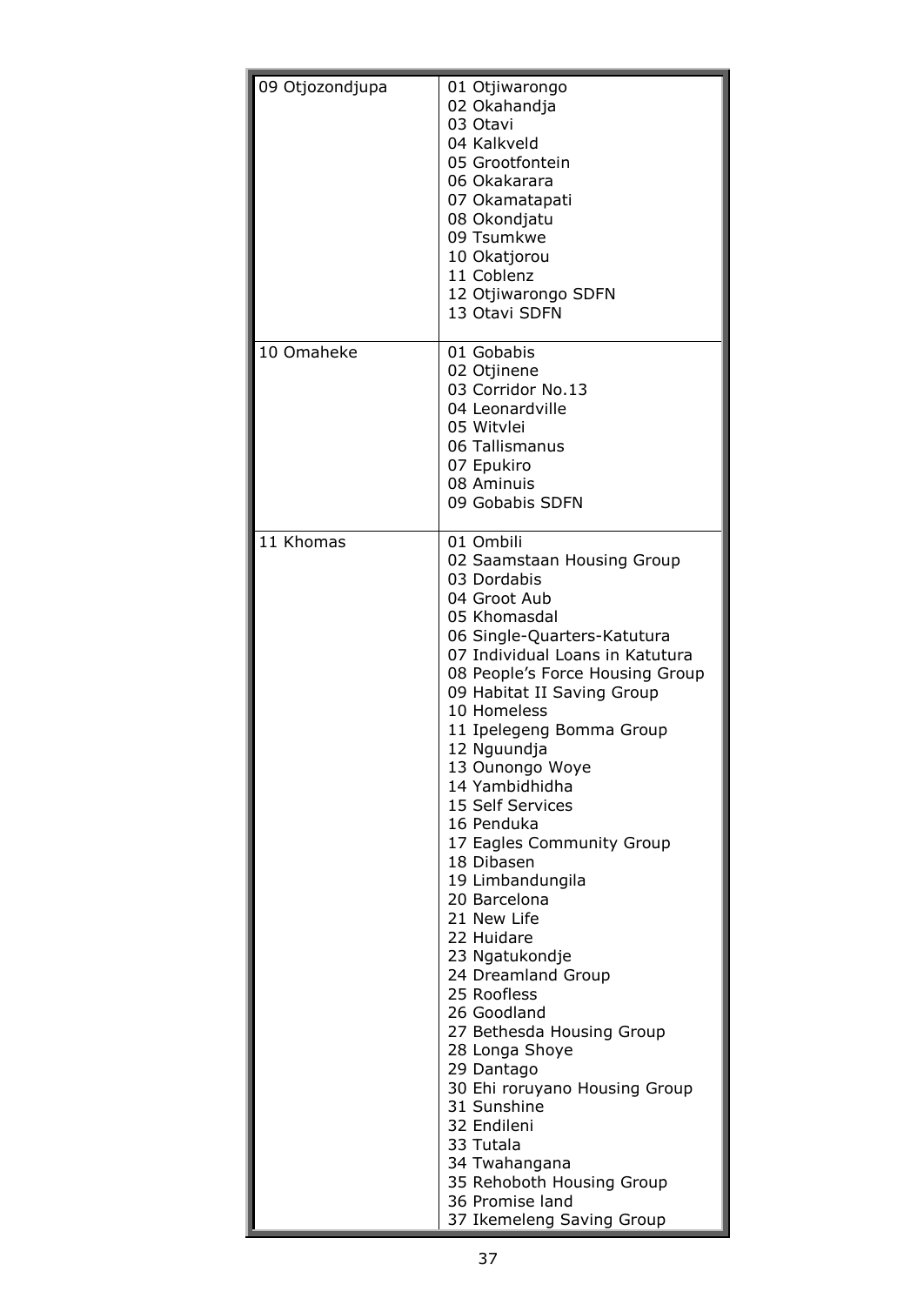| | |
|---|---|
| 09 Otjozondjupa | 01 Otjiwarongo<br>02 Okahandja<br>03 Otavi<br>04 Kalkveld<br>05 Grootfontein<br>06 Okakarara<br>07 Okamatapati<br>08 Okondjatu<br>09 Tsumkwe<br>10 Okatjorou<br>11 Coblenz<br>12 Otjiwarongo SDFN<br>13 Otavi SDFN |
| 10 Omaheke | 01 Gobabis<br>02 Otjinene<br>03 Corridor No.13<br>04 Leonardville<br>05 Witvlei<br>06 Tallismanus<br>07 Epukiro<br>08 Aminuis<br>09 Gobabis SDFN |
| 11 Khomas | 01 Ombili<br>02 Saamstaan Housing Group<br>03 Dordabis<br>04 Groot Aub<br>05 Khomasdal<br>06 Single-Quarters-Katutura<br>07 Individual Loans in Katutura<br>08 People's Force Housing Group<br>09 Habitat II Saving Group<br>10 Homeless<br>11 Ipelegeng Bomma Group<br>12 Nguundja<br>13 Ounongo Woye<br>14 Yambidhidha<br>15 Self Services<br>16 Penduka<br>17 Eagles Community Group<br>18 Dibasen<br>19 Limbandungila<br>20 Barcelona<br>21 New Life<br>22 Huidare<br>23 Ngatukondje<br>24 Dreamland Group<br>25 Roofless<br>26 Goodland<br>27 Bethesda Housing Group<br>28 Longa Shoye<br>29 Dantago<br>30 Ehi roruyano Housing Group<br>31 Sunshine<br>32 Endileni<br>33 Tutala<br>34 Twahangana<br>35 Rehoboth Housing Group<br>36 Promise land<br>37 Ikemeleng Saving Group |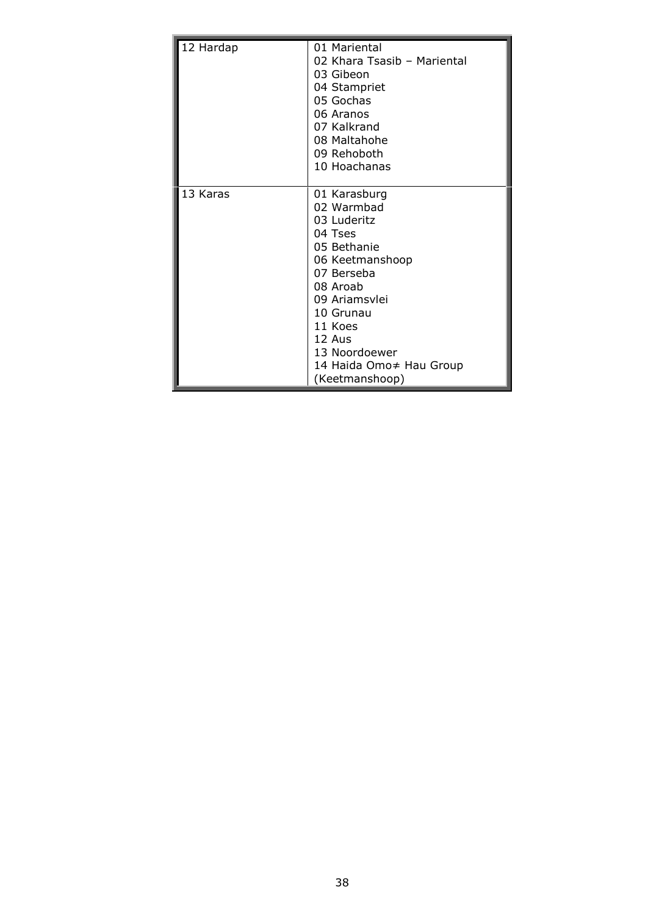| | |
|---|---|
| 12 Hardap | 01 Mariental<br>02 Khara Tsasib – Mariental<br>03 Gibeon<br>04 Stampriet<br>05 Gochas<br>06 Aranos<br>07 Kalkrand<br>08 Maltahohe<br>09 Rehoboth<br>10 Hoachanas |
| 13 Karas | 01 Karasburg<br>02 Warmbad<br>03 Luderitz<br>04 Tses<br>05 Bethanie<br>06 Keetmanshoop<br>07 Berseba<br>08 Aroab<br>09 Ariamsvlei<br>10 Grunau<br>11 Koes<br>12 Aus<br>13 Noordoewer<br>14 Haida Omo≠ Hau Group (Keetmanshoop) |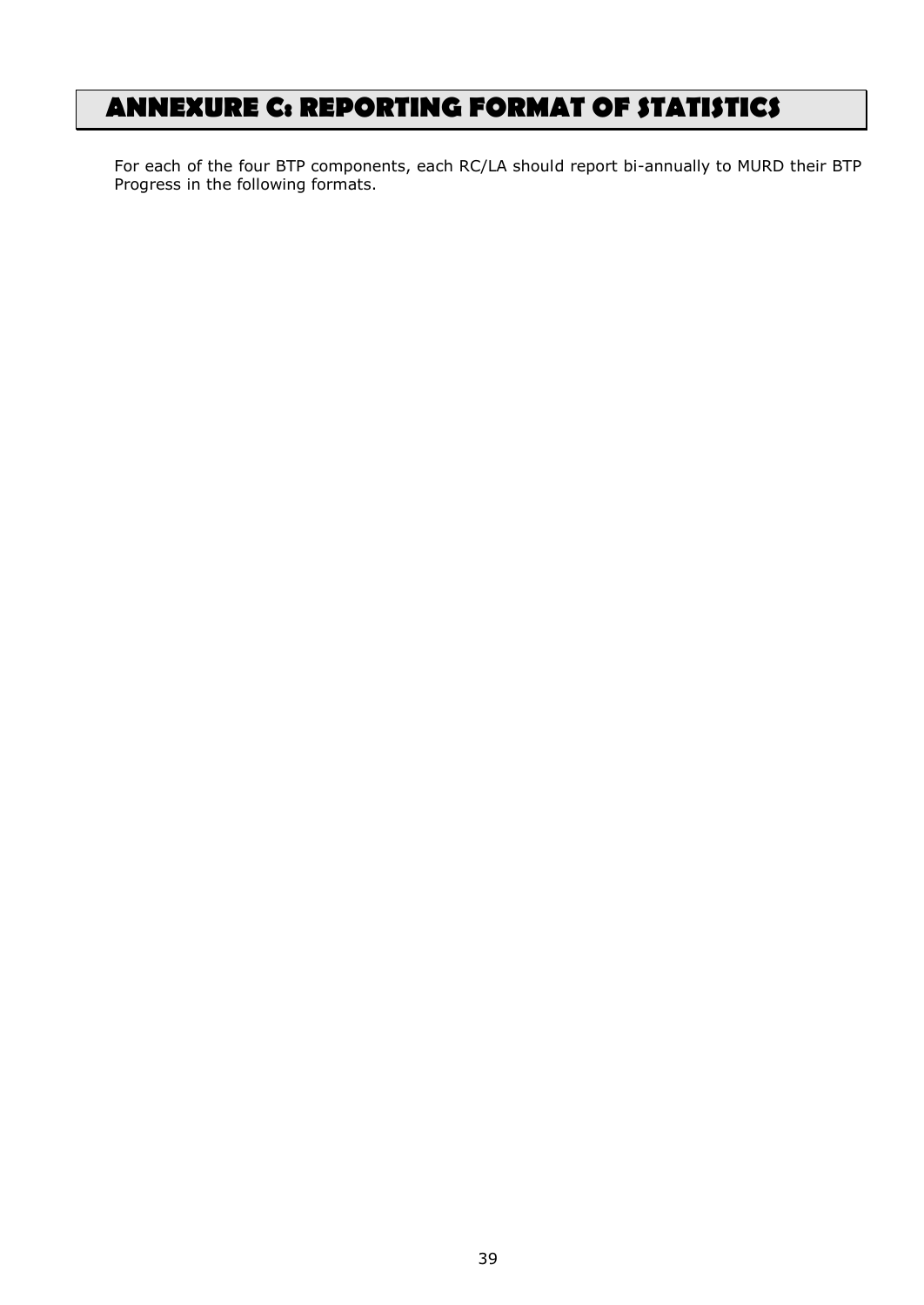# ANNEXURE C: REPORTING FORMAT OF STATISTICS

For each of the four BTP components, each RC/LA should report bi-annually to MURD their BTP Progress in the following formats.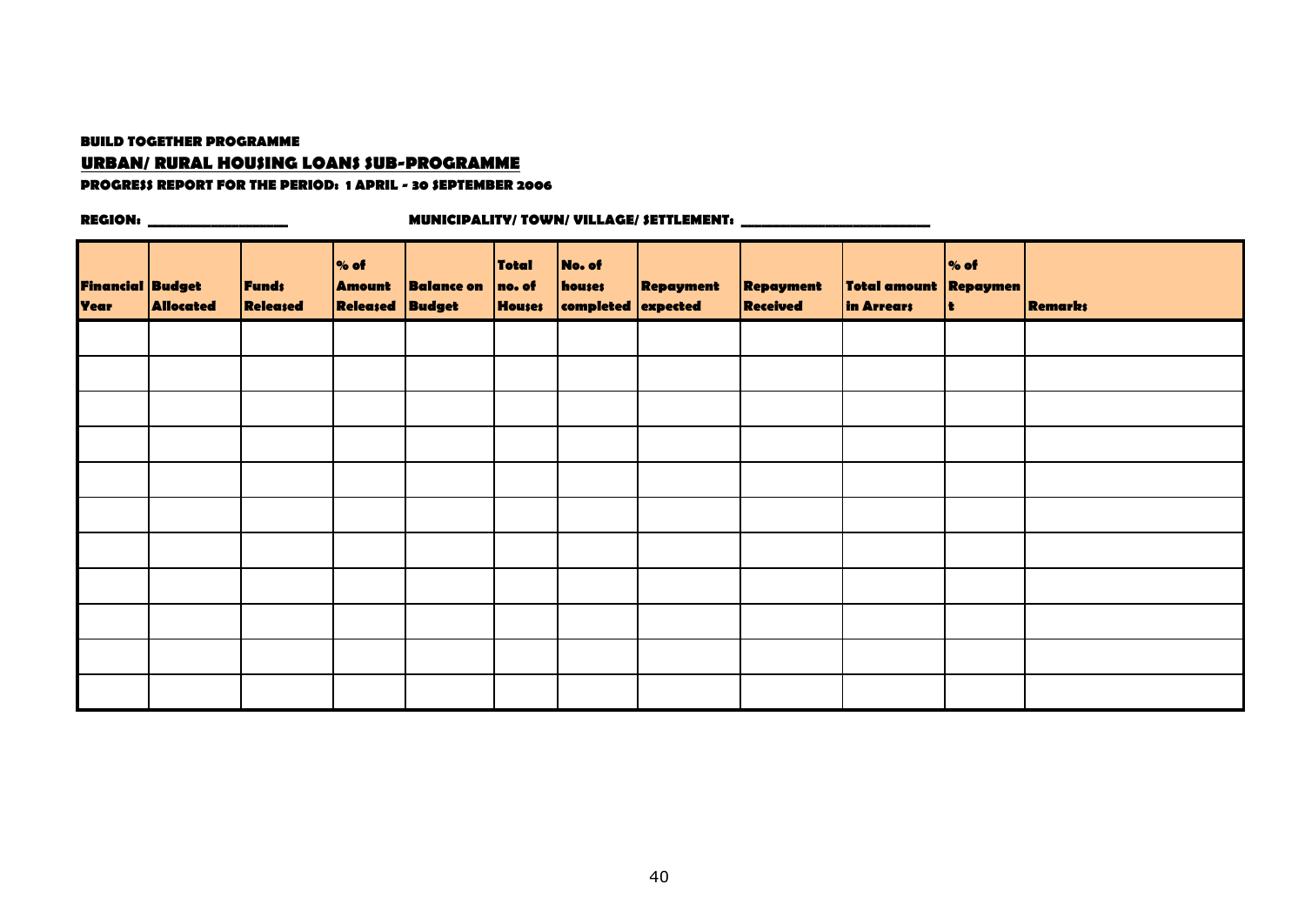**BUILD TOGETHER PROGRAMME**

**URBAN/ RURAL HOUSING LOANS SUB-PROGRAMME**

**PROGRESS REPORT FOR THE PERIOD: 1 APRIL - 30 SEPTEMBER 2006**

**REGION: \_\_\_\_\_\_\_\_\_\_\_\_\_\_\_\_\_\_** **MUNICIPALITY/ TOWN/ VILLAGE/ SETTLEMENT: \_\_\_\_\_\_\_\_\_\_\_\_\_\_\_\_\_\_\_\_\_\_\_\_**

| Financial Year | Budget Allocated | Funds Released | % of Amount Released | Balance on Budget | Total no. of Houses | No. of houses completed | Repayment expected | Repayment Received | Total amount in Arrears | % of Repayment | Remarks |
|---|---|---|---|---|---|---|---|---|---|---|---|
| | | | | | | | | | | | |
| | | | | | | | | | | | |
| | | | | | | | | | | | |
| | | | | | | | | | | | |
| | | | | | | | | | | | |
| | | | | | | | | | | | |
| | | | | | | | | | | | |
| | | | | | | | | | | | |
| | | | | | | | | | | | |
| | | | | | | | | | | | |
| | | | | | | | | | | | |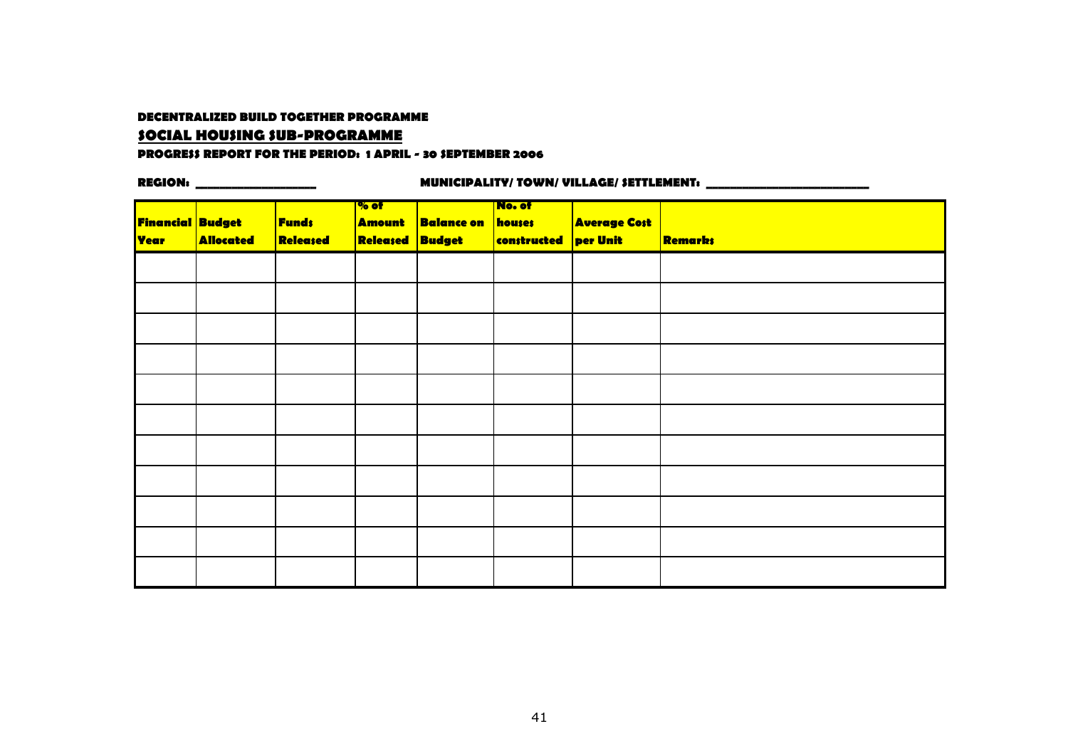**DECENTRALIZED BUILD TOGETHER PROGRAMME**

**SOCIAL HOUSING SUB-PROGRAMME**

**PROGRESS REPORT FOR THE PERIOD: 1 APRIL - 30 SEPTEMBER 2006**

**REGION: ________________** **MUNICIPALITY/ TOWN/ VILLAGE/ SETTLEMENT: ______________________**

| Financial Year | Budget Allocated | Funds Released | % of Amount Released | Balance on Budget | No. of houses constructed | Average Cost per Unit | Remarks |
|---|---|---|---|---|---|---|---|
| | | | | | | | |
| | | | | | | | |
| | | | | | | | |
| | | | | | | | |
| | | | | | | | |
| | | | | | | | |
| | | | | | | | |
| | | | | | | | |
| | | | | | | | |
| | | | | | | | |
| | | | | | | | |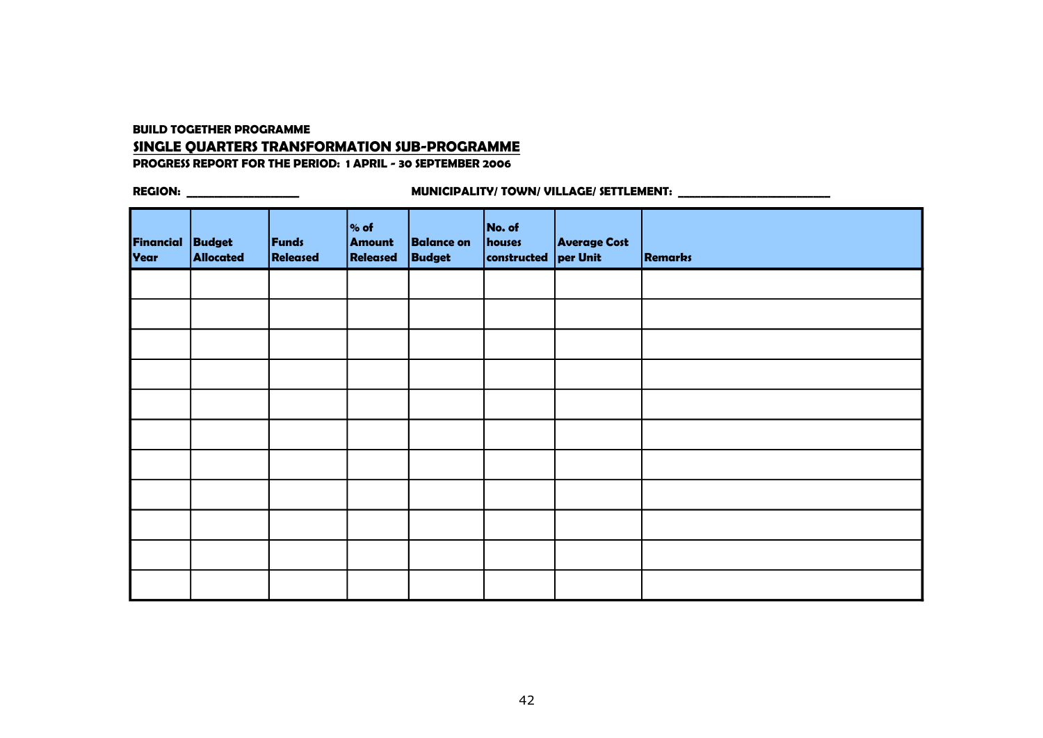**BUILD TOGETHER PROGRAMME**

**SINGLE QUARTERS TRANSFORMATION SUB-PROGRAMME**

**PROGRESS REPORT FOR THE PERIOD: 1 APRIL - 30 SEPTEMBER 2006**

**REGION: ___________________** **MUNICIPALITY/ TOWN/ VILLAGE/ SETTLEMENT: _________________________**

| Financial Year | Budget Allocated | Funds Released | % of Amount Released | Balance on Budget | No. of houses constructed | Average Cost per Unit | Remarks |
|---|---|---|---|---|---|---|---|
| | | | | | | | |
| | | | | | | | |
| | | | | | | | |
| | | | | | | | |
| | | | | | | | |
| | | | | | | | |
| | | | | | | | |
| | | | | | | | |
| | | | | | | | |
| | | | | | | | |
| | | | | | | | |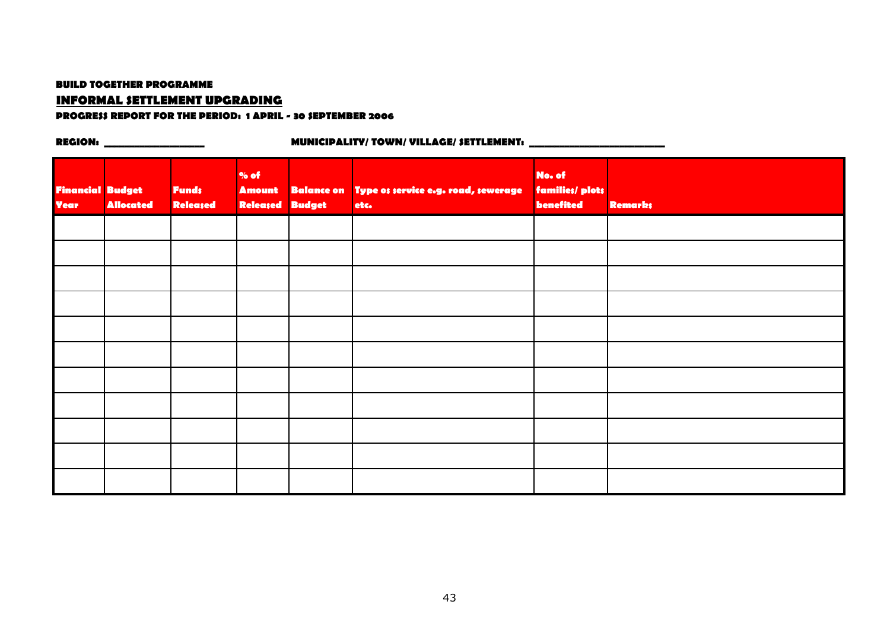**BUILD TOGETHER PROGRAMME**

**INFORMAL SETTLEMENT UPGRADING**

**PROGRESS REPORT FOR THE PERIOD: 1 APRIL - 30 SEPTEMBER 2006**

**REGION:** ________________ **MUNICIPALITY/ TOWN/ VILLAGE/ SETTLEMENT:** ______________________

| Financial Year | Budget Allocated | Funds Released | % of Amount Released | Balance on Budget | Type os service e.g. road, sewerage etc. | No. of families/ plots benefited | Remarks |
|---|---|---|---|---|---|---|---|
| | | | | | | | |
| | | | | | | | |
| | | | | | | | |
| | | | | | | | |
| | | | | | | | |
| | | | | | | | |
| | | | | | | | |
| | | | | | | | |
| | | | | | | | |
| | | | | | | | |
| | | | | | | | |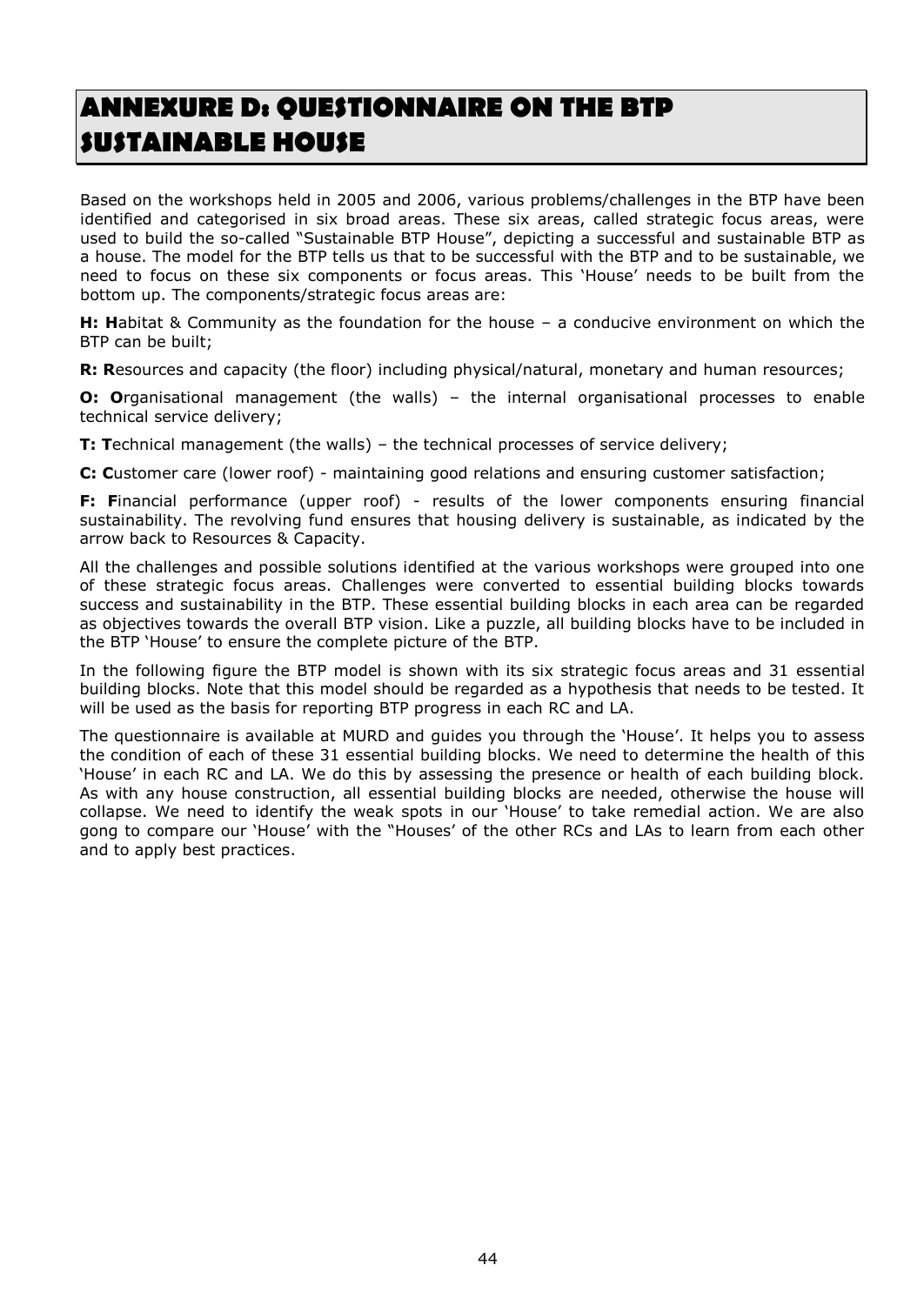# ANNEXURE D: QUESTIONNAIRE ON THE BTP SUSTAINABLE HOUSE

Based on the workshops held in 2005 and 2006, various problems/challenges in the BTP have been identified and categorised in six broad areas. These six areas, called strategic focus areas, were used to build the so-called "Sustainable BTP House", depicting a successful and sustainable BTP as a house. The model for the BTP tells us that to be successful with the BTP and to be sustainable, we need to focus on these six components or focus areas. This 'House' needs to be built from the bottom up. The components/strategic focus areas are:

**H: H**abitat & Community as the foundation for the house – a conducive environment on which the BTP can be built;

**R: R**esources and capacity (the floor) including physical/natural, monetary and human resources;

**O: O**rganisational management (the walls) – the internal organisational processes to enable technical service delivery;

**T: T**echnical management (the walls) – the technical processes of service delivery;

**C: C**ustomer care (lower roof) - maintaining good relations and ensuring customer satisfaction;

**F: F**inancial performance (upper roof) - results of the lower components ensuring financial sustainability. The revolving fund ensures that housing delivery is sustainable, as indicated by the arrow back to Resources & Capacity.

All the challenges and possible solutions identified at the various workshops were grouped into one of these strategic focus areas. Challenges were converted to essential building blocks towards success and sustainability in the BTP. These essential building blocks in each area can be regarded as objectives towards the overall BTP vision. Like a puzzle, all building blocks have to be included in the BTP 'House' to ensure the complete picture of the BTP.

In the following figure the BTP model is shown with its six strategic focus areas and 31 essential building blocks. Note that this model should be regarded as a hypothesis that needs to be tested. It will be used as the basis for reporting BTP progress in each RC and LA.

The questionnaire is available at MURD and guides you through the 'House'. It helps you to assess the condition of each of these 31 essential building blocks. We need to determine the health of this 'House' in each RC and LA. We do this by assessing the presence or health of each building block. As with any house construction, all essential building blocks are needed, otherwise the house will collapse. We need to identify the weak spots in our 'House' to take remedial action. We are also gong to compare our 'House' with the "Houses' of the other RCs and LAs to learn from each other and to apply best practices.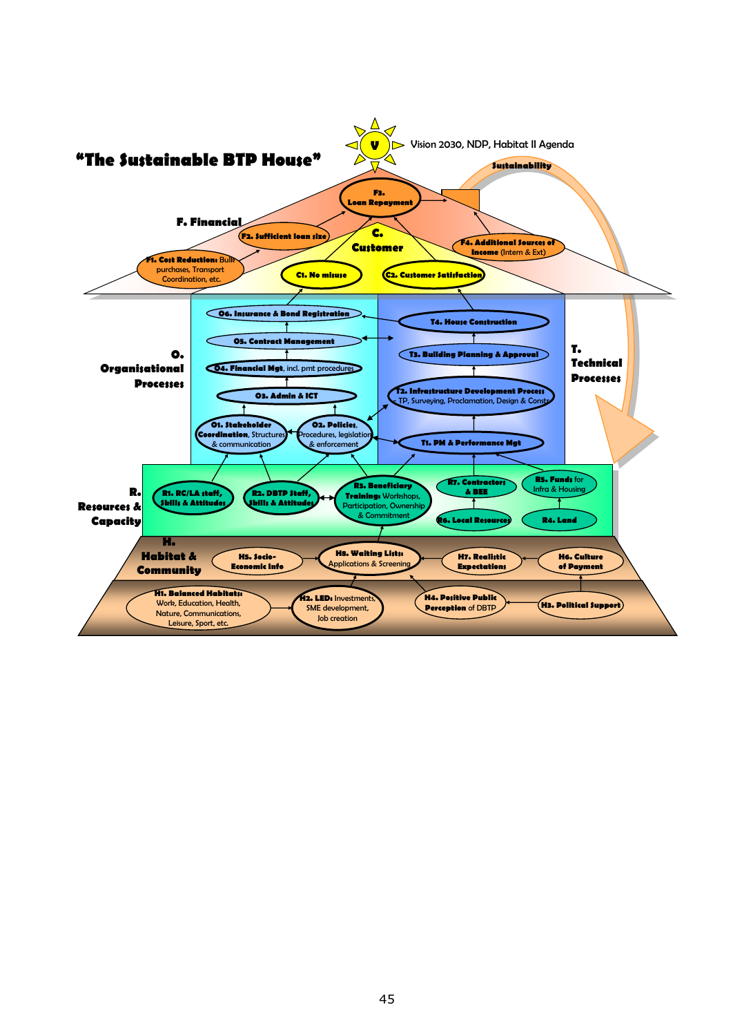"The Sustainable BTP House"

Vision 2030, NDP, Habitat II Agenda

Sustainability

F. Financial

F3. Loan Repayment

F2. Sufficient loan size

F1. Cost Reduction: Bulk purchases, Transport Coordination, etc.

F4. Additional Sources of Income (Intern & Ext)

C. Customer

C1. No misuse

C2. Customer Satisfaction

O. Organisational Processes

O6. Insurance & Bond Registration

O5. Contract Management

O4. Financial Mgt, incl. pmt procedures

O3. Admin & ICT

O1. Stakeholder Coordination, Structures & communication

O2. Policies, Procedures, legislation & enforcement

T. Technical Processes

T4. House Construction

T3. Building Planning & Approval

T2. Infrastructure Development Process TP, Surveying, Proclamation, Design & Constr

T1. PM & Performance Mgt

R. Resources & Capacity

R1. RC/LA staff, Skills & Attitudes

R2. DBTP Staff, Skills & Attitudes

R3. Beneficiary Training: Workshops, Participation, Ownership & Commitment

R7. Contractors & BEE

R5. Funds for Infra & Housing

R6. Local Resources

R4. Land

H. Habitat & Community

H5. Socio-Economic Info

H8. Waiting Lists: Applications & Screening

H7. Realistic Expectations

H6. Culture of Payment

H1. Balanced Habitats: Work, Education, Health, Nature, Communications, Leisure, Sport, etc.

H2. LED: Investments, SME development, Job creation

H4. Positive Public Perception of DBTP

H3. Political Support